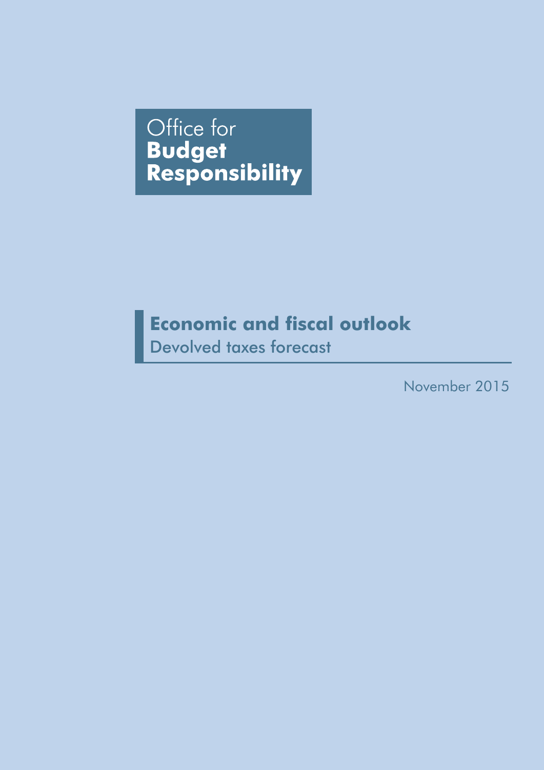Office for
**Budget**
**Responsibility**

# Economic and fiscal outlook

## Devolved taxes forecast

November 2015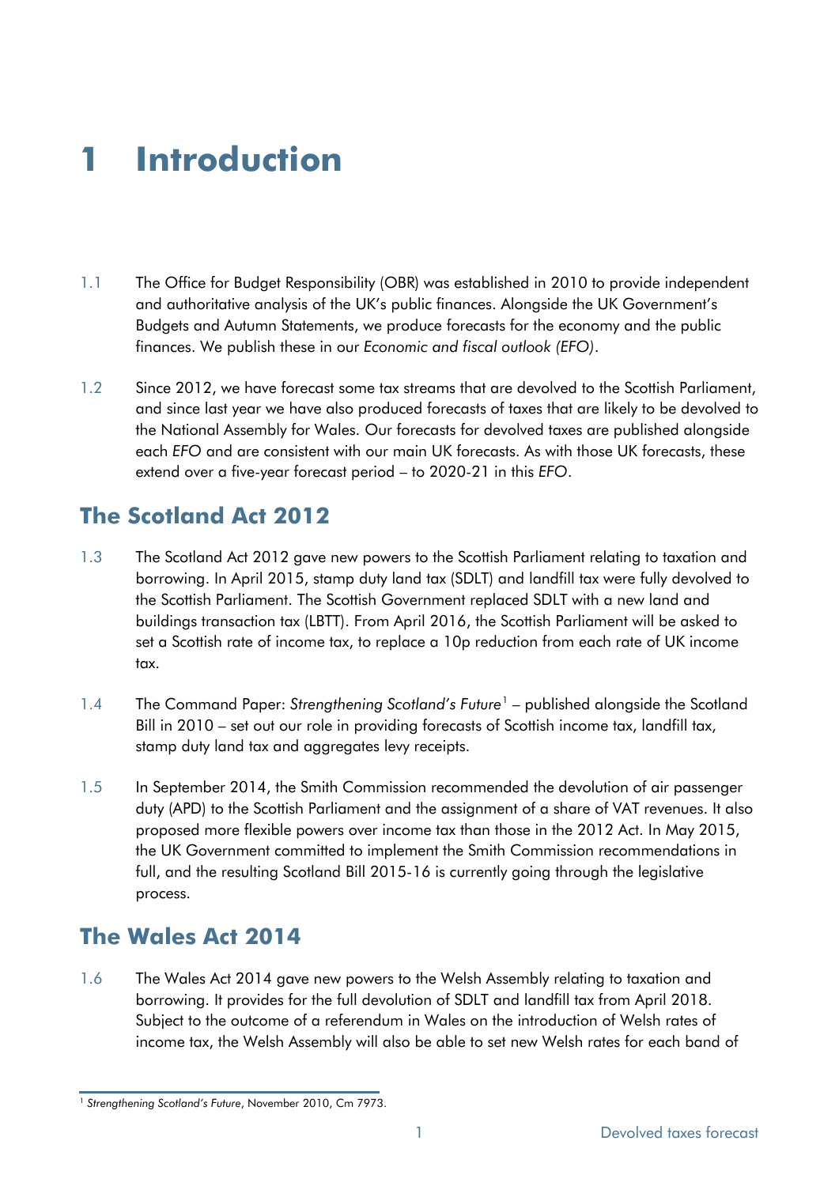# 1 Introduction

1.1 The Office for Budget Responsibility (OBR) was established in 2010 to provide independent and authoritative analysis of the UK's public finances. Alongside the UK Government's Budgets and Autumn Statements, we produce forecasts for the economy and the public finances. We publish these in our *Economic and fiscal outlook (EFO)*.

1.2 Since 2012, we have forecast some tax streams that are devolved to the Scottish Parliament, and since last year we have also produced forecasts of taxes that are likely to be devolved to the National Assembly for Wales. Our forecasts for devolved taxes are published alongside each *EFO* and are consistent with our main UK forecasts. As with those UK forecasts, these extend over a five-year forecast period – to 2020-21 in this *EFO*.

## The Scotland Act 2012

1.3 The Scotland Act 2012 gave new powers to the Scottish Parliament relating to taxation and borrowing. In April 2015, stamp duty land tax (SDLT) and landfill tax were fully devolved to the Scottish Parliament. The Scottish Government replaced SDLT with a new land and buildings transaction tax (LBTT). From April 2016, the Scottish Parliament will be asked to set a Scottish rate of income tax, to replace a 10p reduction from each rate of UK income tax.

1.4 The Command Paper: *Strengthening Scotland's Future*[1] – published alongside the Scotland Bill in 2010 – set out our role in providing forecasts of Scottish income tax, landfill tax, stamp duty land tax and aggregates levy receipts.

1.5 In September 2014, the Smith Commission recommended the devolution of air passenger duty (APD) to the Scottish Parliament and the assignment of a share of VAT revenues. It also proposed more flexible powers over income tax than those in the 2012 Act. In May 2015, the UK Government committed to implement the Smith Commission recommendations in full, and the resulting Scotland Bill 2015-16 is currently going through the legislative process.

## The Wales Act 2014

1.6 The Wales Act 2014 gave new powers to the Welsh Assembly relating to taxation and borrowing. It provides for the full devolution of SDLT and landfill tax from April 2018. Subject to the outcome of a referendum in Wales on the introduction of Welsh rates of income tax, the Welsh Assembly will also be able to set new Welsh rates for each band of

[1] *Strengthening Scotland's Future*, November 2010, Cm 7973.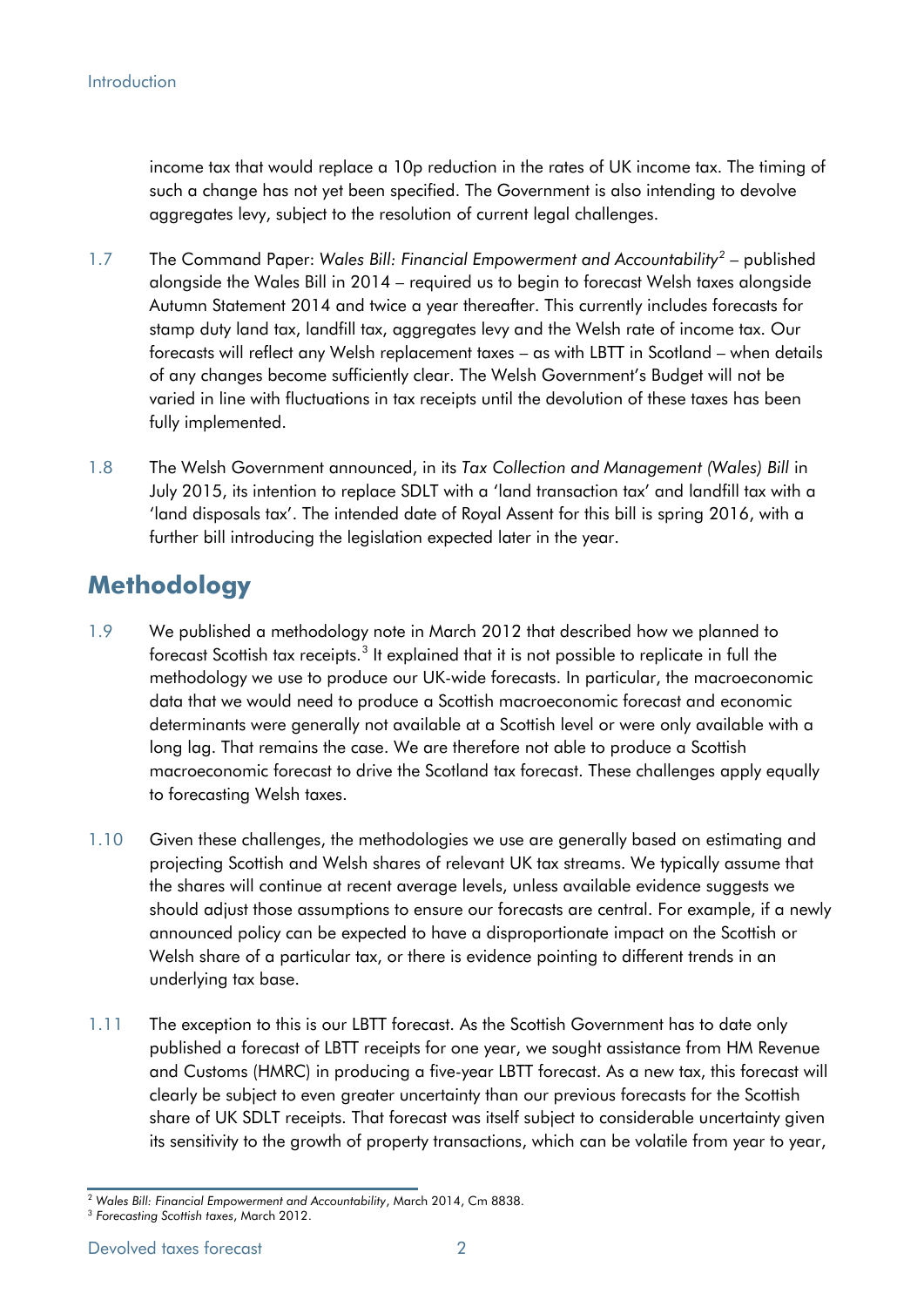income tax that would replace a 10p reduction in the rates of UK income tax. The timing of such a change has not yet been specified. The Government is also intending to devolve aggregates levy, subject to the resolution of current legal challenges.

1.7 The Command Paper: *Wales Bill: Financial Empowerment and Accountability*[2] – published alongside the Wales Bill in 2014 – required us to begin to forecast Welsh taxes alongside Autumn Statement 2014 and twice a year thereafter. This currently includes forecasts for stamp duty land tax, landfill tax, aggregates levy and the Welsh rate of income tax. Our forecasts will reflect any Welsh replacement taxes – as with LBTT in Scotland – when details of any changes become sufficiently clear. The Welsh Government's Budget will not be varied in line with fluctuations in tax receipts until the devolution of these taxes has been fully implemented.

1.8 The Welsh Government announced, in its *Tax Collection and Management (Wales) Bill* in July 2015, its intention to replace SDLT with a 'land transaction tax' and landfill tax with a 'land disposals tax'. The intended date of Royal Assent for this bill is spring 2016, with a further bill introducing the legislation expected later in the year.

## Methodology

1.9 We published a methodology note in March 2012 that described how we planned to forecast Scottish tax receipts.[3] It explained that it is not possible to replicate in full the methodology we use to produce our UK-wide forecasts. In particular, the macroeconomic data that we would need to produce a Scottish macroeconomic forecast and economic determinants were generally not available at a Scottish level or were only available with a long lag. That remains the case. We are therefore not able to produce a Scottish macroeconomic forecast to drive the Scotland tax forecast. These challenges apply equally to forecasting Welsh taxes.

1.10 Given these challenges, the methodologies we use are generally based on estimating and projecting Scottish and Welsh shares of relevant UK tax streams. We typically assume that the shares will continue at recent average levels, unless available evidence suggests we should adjust those assumptions to ensure our forecasts are central. For example, if a newly announced policy can be expected to have a disproportionate impact on the Scottish or Welsh share of a particular tax, or there is evidence pointing to different trends in an underlying tax base.

1.11 The exception to this is our LBTT forecast. As the Scottish Government has to date only published a forecast of LBTT receipts for one year, we sought assistance from HM Revenue and Customs (HMRC) in producing a five-year LBTT forecast. As a new tax, this forecast will clearly be subject to even greater uncertainty than our previous forecasts for the Scottish share of UK SDLT receipts. That forecast was itself subject to considerable uncertainty given its sensitivity to the growth of property transactions, which can be volatile from year to year,

---

[2] *Wales Bill: Financial Empowerment and Accountability*, March 2014, Cm 8838.

[3] *Forecasting Scottish taxes*, March 2012.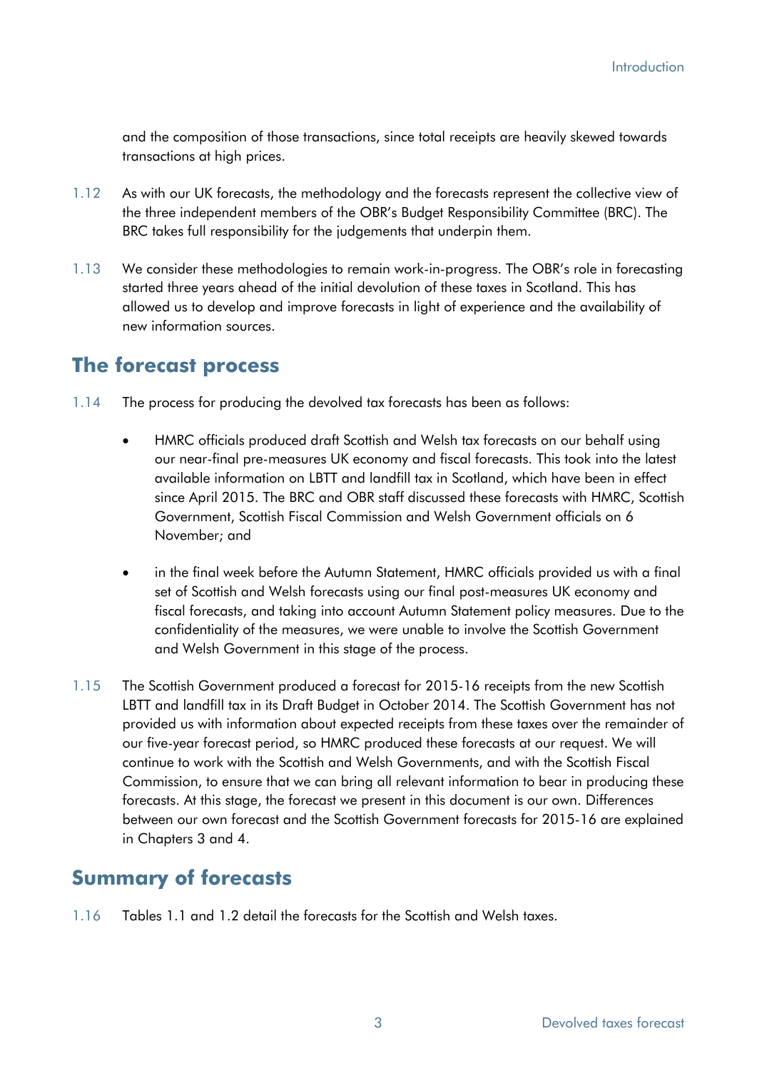and the composition of those transactions, since total receipts are heavily skewed towards transactions at high prices.

1.12 As with our UK forecasts, the methodology and the forecasts represent the collective view of the three independent members of the OBR's Budget Responsibility Committee (BRC). The BRC takes full responsibility for the judgements that underpin them.

1.13 We consider these methodologies to remain work-in-progress. The OBR's role in forecasting started three years ahead of the initial devolution of these taxes in Scotland. This has allowed us to develop and improve forecasts in light of experience and the availability of new information sources.

## The forecast process

1.14 The process for producing the devolved tax forecasts has been as follows:

- HMRC officials produced draft Scottish and Welsh tax forecasts on our behalf using our near-final pre-measures UK economy and fiscal forecasts. This took into the latest available information on LBTT and landfill tax in Scotland, which have been in effect since April 2015. The BRC and OBR staff discussed these forecasts with HMRC, Scottish Government, Scottish Fiscal Commission and Welsh Government officials on 6 November; and

- in the final week before the Autumn Statement, HMRC officials provided us with a final set of Scottish and Welsh forecasts using our final post-measures UK economy and fiscal forecasts, and taking into account Autumn Statement policy measures. Due to the confidentiality of the measures, we were unable to involve the Scottish Government and Welsh Government in this stage of the process.

1.15 The Scottish Government produced a forecast for 2015-16 receipts from the new Scottish LBTT and landfill tax in its Draft Budget in October 2014. The Scottish Government has not provided us with information about expected receipts from these taxes over the remainder of our five-year forecast period, so HMRC produced these forecasts at our request. We will continue to work with the Scottish and Welsh Governments, and with the Scottish Fiscal Commission, to ensure that we can bring all relevant information to bear in producing these forecasts. At this stage, the forecast we present in this document is our own. Differences between our own forecast and the Scottish Government forecasts for 2015-16 are explained in Chapters 3 and 4.

## Summary of forecasts

1.16 Tables 1.1 and 1.2 detail the forecasts for the Scottish and Welsh taxes.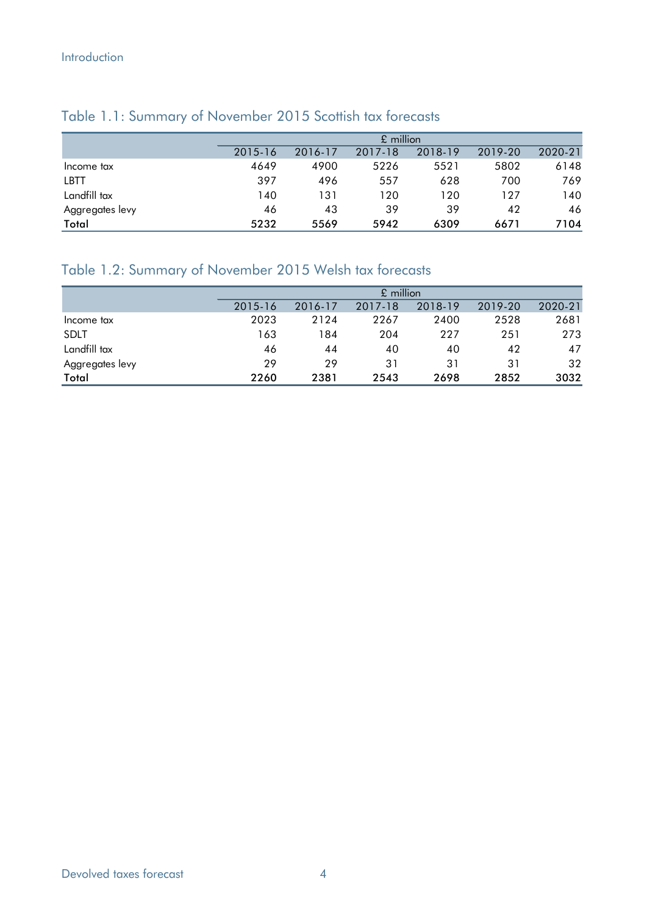## Table 1.1: Summary of November 2015 Scottish tax forecasts

| | £ million | | | | | |
|---|---|---|---|---|---|---|
| | 2015-16 | 2016-17 | 2017-18 | 2018-19 | 2019-20 | 2020-21 |
| Income tax | 4649 | 4900 | 5226 | 5521 | 5802 | 6148 |
| LBTT | 397 | 496 | 557 | 628 | 700 | 769 |
| Landfill tax | 140 | 131 | 120 | 120 | 127 | 140 |
| Aggregates levy | 46 | 43 | 39 | 39 | 42 | 46 |
| **Total** | **5232** | **5569** | **5942** | **6309** | **6671** | **7104** |

## Table 1.2: Summary of November 2015 Welsh tax forecasts

| | £ million | | | | | |
|---|---|---|---|---|---|---|
| | 2015-16 | 2016-17 | 2017-18 | 2018-19 | 2019-20 | 2020-21 |
| Income tax | 2023 | 2124 | 2267 | 2400 | 2528 | 2681 |
| SDLT | 163 | 184 | 204 | 227 | 251 | 273 |
| Landfill tax | 46 | 44 | 40 | 40 | 42 | 47 |
| Aggregates levy | 29 | 29 | 31 | 31 | 31 | 32 |
| **Total** | **2260** | **2381** | **2543** | **2698** | **2852** | **3032** |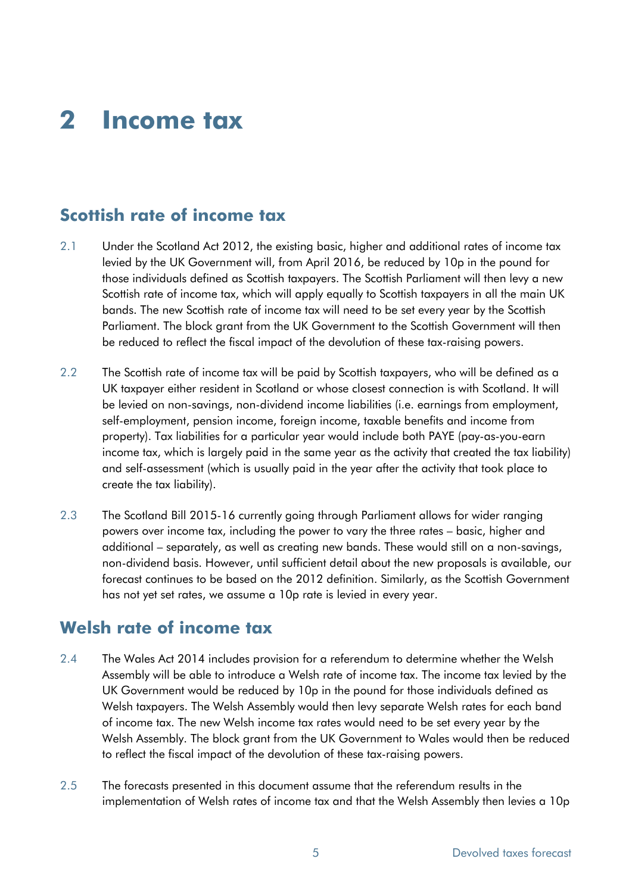# 2 Income tax

## Scottish rate of income tax

2.1 Under the Scotland Act 2012, the existing basic, higher and additional rates of income tax levied by the UK Government will, from April 2016, be reduced by 10p in the pound for those individuals defined as Scottish taxpayers. The Scottish Parliament will then levy a new Scottish rate of income tax, which will apply equally to Scottish taxpayers in all the main UK bands. The new Scottish rate of income tax will need to be set every year by the Scottish Parliament. The block grant from the UK Government to the Scottish Government will then be reduced to reflect the fiscal impact of the devolution of these tax-raising powers.

2.2 The Scottish rate of income tax will be paid by Scottish taxpayers, who will be defined as a UK taxpayer either resident in Scotland or whose closest connection is with Scotland. It will be levied on non-savings, non-dividend income liabilities (i.e. earnings from employment, self-employment, pension income, foreign income, taxable benefits and income from property). Tax liabilities for a particular year would include both PAYE (pay-as-you-earn income tax, which is largely paid in the same year as the activity that created the tax liability) and self-assessment (which is usually paid in the year after the activity that took place to create the tax liability).

2.3 The Scotland Bill 2015-16 currently going through Parliament allows for wider ranging powers over income tax, including the power to vary the three rates – basic, higher and additional – separately, as well as creating new bands. These would still on a non-savings, non-dividend basis. However, until sufficient detail about the new proposals is available, our forecast continues to be based on the 2012 definition. Similarly, as the Scottish Government has not yet set rates, we assume a 10p rate is levied in every year.

## Welsh rate of income tax

2.4 The Wales Act 2014 includes provision for a referendum to determine whether the Welsh Assembly will be able to introduce a Welsh rate of income tax. The income tax levied by the UK Government would be reduced by 10p in the pound for those individuals defined as Welsh taxpayers. The Welsh Assembly would then levy separate Welsh rates for each band of income tax. The new Welsh income tax rates would need to be set every year by the Welsh Assembly. The block grant from the UK Government to Wales would then be reduced to reflect the fiscal impact of the devolution of these tax-raising powers.

2.5 The forecasts presented in this document assume that the referendum results in the implementation of Welsh rates of income tax and that the Welsh Assembly then levies a 10p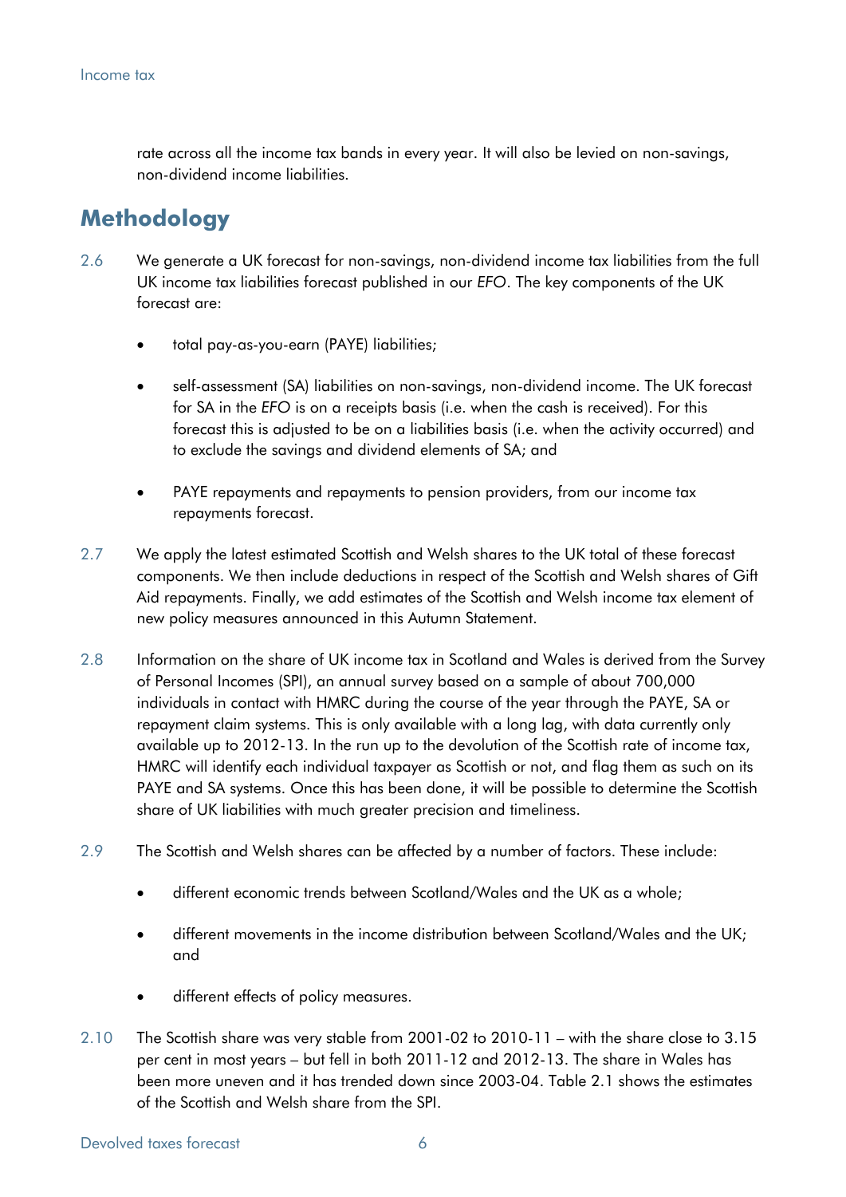rate across all the income tax bands in every year. It will also be levied on non-savings, non-dividend income liabilities.

## Methodology

2.6 We generate a UK forecast for non-savings, non-dividend income tax liabilities from the full UK income tax liabilities forecast published in our *EFO*. The key components of the UK forecast are:

- total pay-as-you-earn (PAYE) liabilities;
- self-assessment (SA) liabilities on non-savings, non-dividend income. The UK forecast for SA in the *EFO* is on a receipts basis (i.e. when the cash is received). For this forecast this is adjusted to be on a liabilities basis (i.e. when the activity occurred) and to exclude the savings and dividend elements of SA; and
- PAYE repayments and repayments to pension providers, from our income tax repayments forecast.

2.7 We apply the latest estimated Scottish and Welsh shares to the UK total of these forecast components. We then include deductions in respect of the Scottish and Welsh shares of Gift Aid repayments. Finally, we add estimates of the Scottish and Welsh income tax element of new policy measures announced in this Autumn Statement.

2.8 Information on the share of UK income tax in Scotland and Wales is derived from the Survey of Personal Incomes (SPI), an annual survey based on a sample of about 700,000 individuals in contact with HMRC during the course of the year through the PAYE, SA or repayment claim systems. This is only available with a long lag, with data currently only available up to 2012-13. In the run up to the devolution of the Scottish rate of income tax, HMRC will identify each individual taxpayer as Scottish or not, and flag them as such on its PAYE and SA systems. Once this has been done, it will be possible to determine the Scottish share of UK liabilities with much greater precision and timeliness.

2.9 The Scottish and Welsh shares can be affected by a number of factors. These include:

- different economic trends between Scotland/Wales and the UK as a whole;
- different movements in the income distribution between Scotland/Wales and the UK; and
- different effects of policy measures.

2.10 The Scottish share was very stable from 2001-02 to 2010-11 – with the share close to 3.15 per cent in most years – but fell in both 2011-12 and 2012-13. The share in Wales has been more uneven and it has trended down since 2003-04. Table 2.1 shows the estimates of the Scottish and Welsh share from the SPI.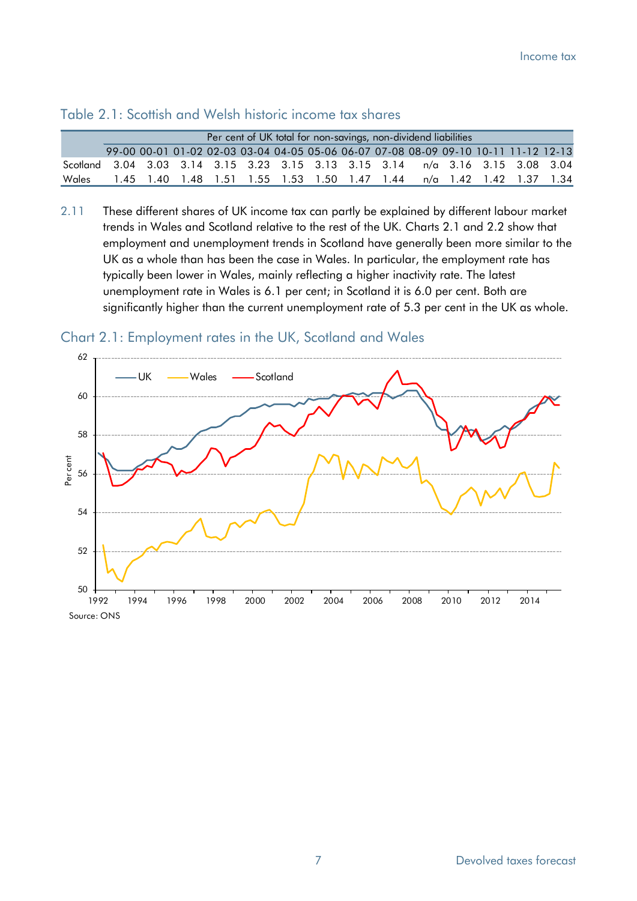## Table 2.1: Scottish and Welsh historic income tax shares

| | Per cent of UK total for non-savings, non-dividend liabilities | | | | | | | | | | | | | |
|---|---|---|---|---|---|---|---|---|---|---|---|---|---|---|
| | 99-00 | 00-01 | 01-02 | 02-03 | 03-04 | 04-05 | 05-06 | 06-07 | 07-08 | 08-09 | 09-10 | 10-11 | 11-12 | 12-13 |
| Scotland | 3.04 | 3.03 | 3.14 | 3.15 | 3.23 | 3.15 | 3.13 | 3.15 | 3.14 | n/a | 3.16 | 3.15 | 3.08 | 3.04 |
| Wales | 1.45 | 1.40 | 1.48 | 1.51 | 1.55 | 1.53 | 1.50 | 1.47 | 1.44 | n/a | 1.42 | 1.42 | 1.37 | 1.34 |

2.11 These different shares of UK income tax can partly be explained by different labour market trends in Wales and Scotland relative to the rest of the UK. Charts 2.1 and 2.2 show that employment and unemployment trends in Scotland have generally been more similar to the UK as a whole than has been the case in Wales. In particular, the employment rate has typically been lower in Wales, mainly reflecting a higher inactivity rate. The latest unemployment rate in Wales is 6.1 per cent; in Scotland it is 6.0 per cent. Both are significantly higher than the current unemployment rate of 5.3 per cent in the UK as whole.

## Chart 2.1: Employment rates in the UK, Scotland and Wales

Source: ONS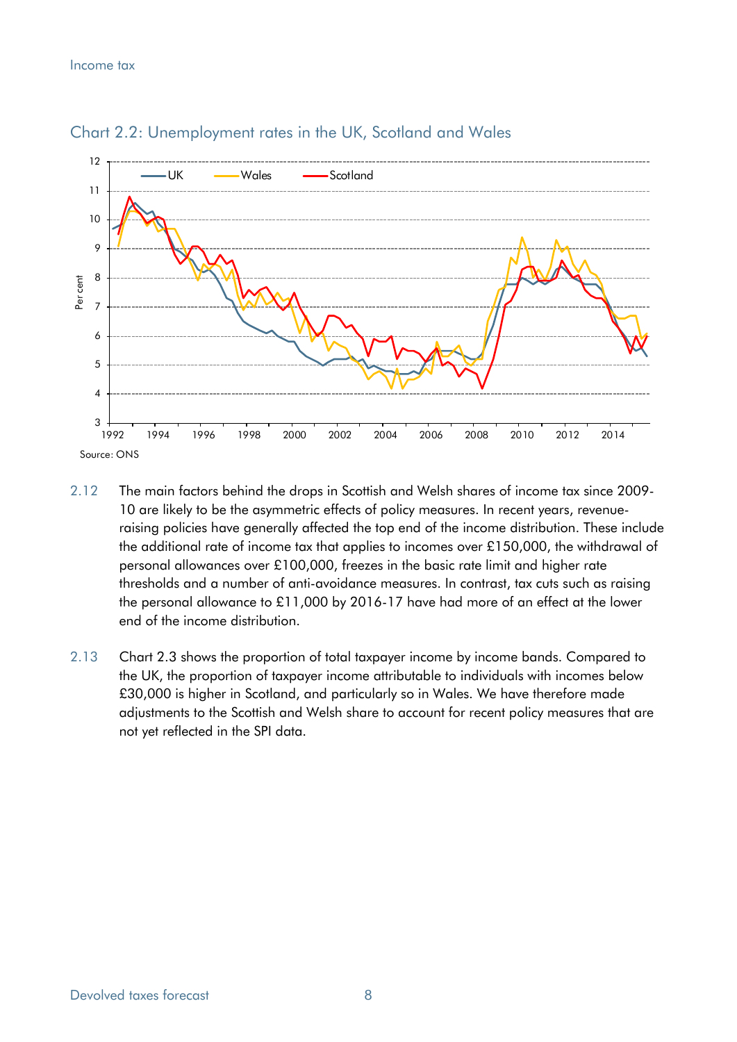Chart 2.2: Unemployment rates in the UK, Scotland and Wales

Source: ONS

2.12 The main factors behind the drops in Scottish and Welsh shares of income tax since 2009-10 are likely to be the asymmetric effects of policy measures. In recent years, revenue-raising policies have generally affected the top end of the income distribution. These include the additional rate of income tax that applies to incomes over £150,000, the withdrawal of personal allowances over £100,000, freezes in the basic rate limit and higher rate thresholds and a number of anti-avoidance measures. In contrast, tax cuts such as raising the personal allowance to £11,000 by 2016-17 have had more of an effect at the lower end of the income distribution.

2.13 Chart 2.3 shows the proportion of total taxpayer income by income bands. Compared to the UK, the proportion of taxpayer income attributable to individuals with incomes below £30,000 is higher in Scotland, and particularly so in Wales. We have therefore made adjustments to the Scottish and Welsh share to account for recent policy measures that are not yet reflected in the SPI data.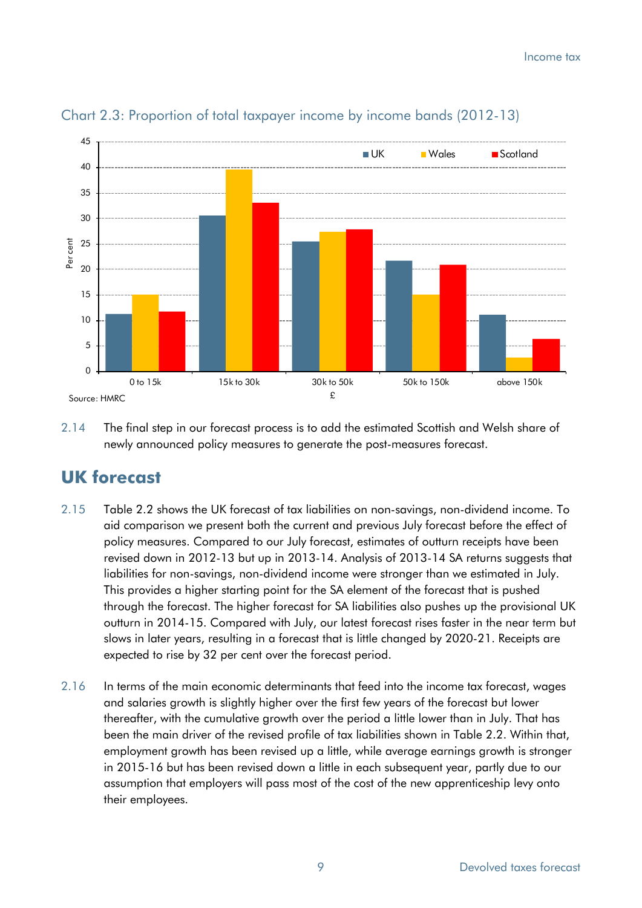Chart 2.3: Proportion of total taxpayer income by income bands (2012-13)

Source: HMRC

2.14 The final step in our forecast process is to add the estimated Scottish and Welsh share of newly announced policy measures to generate the post-measures forecast.

## UK forecast

2.15 Table 2.2 shows the UK forecast of tax liabilities on non-savings, non-dividend income. To aid comparison we present both the current and previous July forecast before the effect of policy measures. Compared to our July forecast, estimates of outturn receipts have been revised down in 2012-13 but up in 2013-14. Analysis of 2013-14 SA returns suggests that liabilities for non-savings, non-dividend income were stronger than we estimated in July. This provides a higher starting point for the SA element of the forecast that is pushed through the forecast. The higher forecast for SA liabilities also pushes up the provisional UK outturn in 2014-15. Compared with July, our latest forecast rises faster in the near term but slows in later years, resulting in a forecast that is little changed by 2020-21. Receipts are expected to rise by 32 per cent over the forecast period.

2.16 In terms of the main economic determinants that feed into the income tax forecast, wages and salaries growth is slightly higher over the first few years of the forecast but lower thereafter, with the cumulative growth over the period a little lower than in July. That has been the main driver of the revised profile of tax liabilities shown in Table 2.2. Within that, employment growth has been revised up a little, while average earnings growth is stronger in 2015-16 but has been revised down a little in each subsequent year, partly due to our assumption that employers will pass most of the cost of the new apprenticeship levy onto their employees.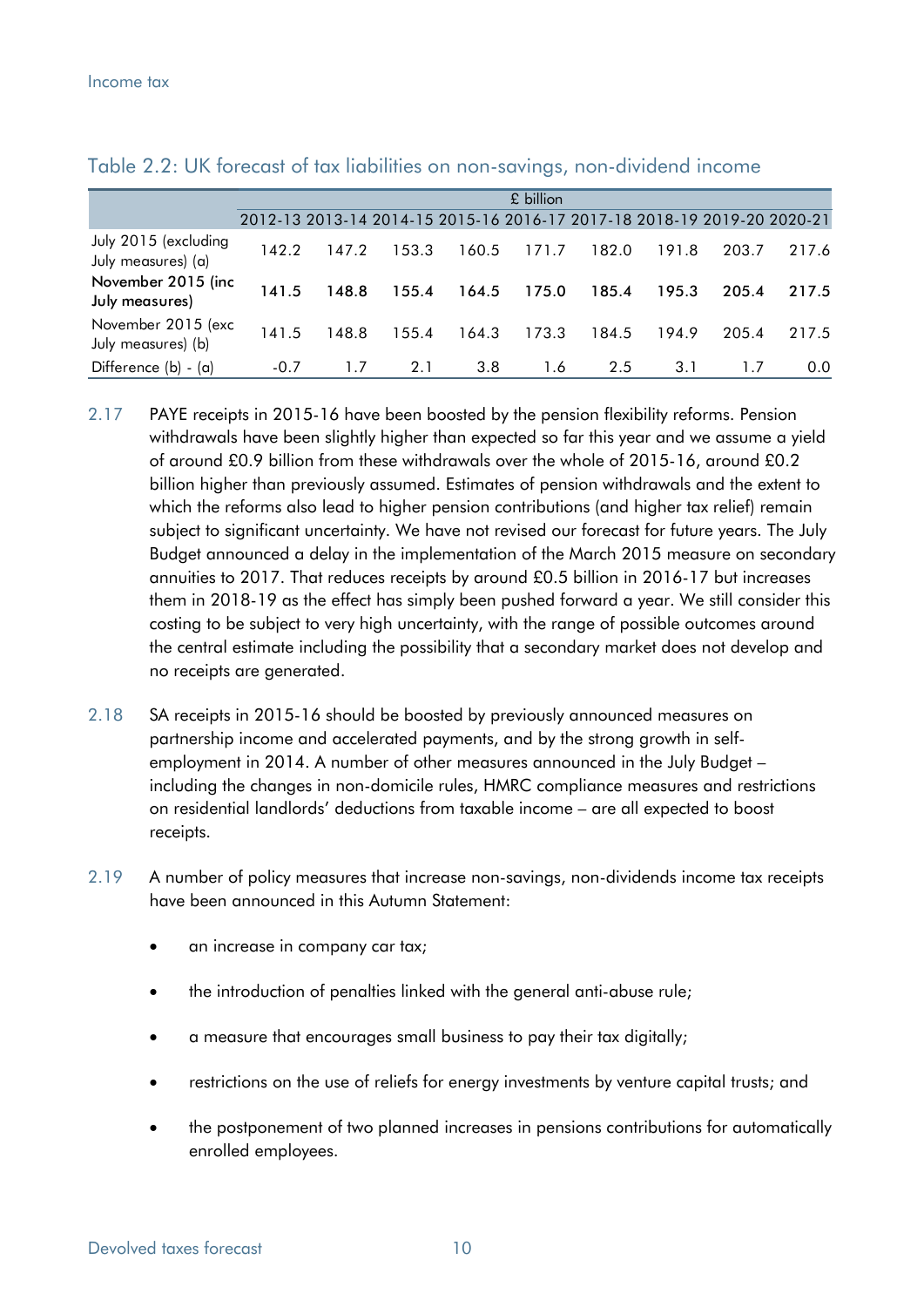### Table 2.2: UK forecast of tax liabilities on non-savings, non-dividend income

| | £ billion | | | | | | | | |
|---|---|---|---|---|---|---|---|---|---|
| | 2012-13 | 2013-14 | 2014-15 | 2015-16 | 2016-17 | 2017-18 | 2018-19 | 2019-20 | 2020-21 |
| July 2015 (excluding July measures) (a) | 142.2 | 147.2 | 153.3 | 160.5 | 171.7 | 182.0 | 191.8 | 203.7 | 217.6 |
| **November 2015 (inc July measures)** | **141.5** | **148.8** | **155.4** | **164.5** | **175.0** | **185.4** | **195.3** | **205.4** | **217.5** |
| November 2015 (exc July measures) (b) | 141.5 | 148.8 | 155.4 | 164.3 | 173.3 | 184.5 | 194.9 | 205.4 | 217.5 |
| Difference (b) - (a) | -0.7 | 1.7 | 2.1 | 3.8 | 1.6 | 2.5 | 3.1 | 1.7 | 0.0 |

2.17 PAYE receipts in 2015-16 have been boosted by the pension flexibility reforms. Pension withdrawals have been slightly higher than expected so far this year and we assume a yield of around £0.9 billion from these withdrawals over the whole of 2015-16, around £0.2 billion higher than previously assumed. Estimates of pension withdrawals and the extent to which the reforms also lead to higher pension contributions (and higher tax relief) remain subject to significant uncertainty. We have not revised our forecast for future years. The July Budget announced a delay in the implementation of the March 2015 measure on secondary annuities to 2017. That reduces receipts by around £0.5 billion in 2016-17 but increases them in 2018-19 as the effect has simply been pushed forward a year. We still consider this costing to be subject to very high uncertainty, with the range of possible outcomes around the central estimate including the possibility that a secondary market does not develop and no receipts are generated.

2.18 SA receipts in 2015-16 should be boosted by previously announced measures on partnership income and accelerated payments, and by the strong growth in self-employment in 2014. A number of other measures announced in the July Budget – including the changes in non-domicile rules, HMRC compliance measures and restrictions on residential landlords' deductions from taxable income – are all expected to boost receipts.

2.19 A number of policy measures that increase non-savings, non-dividends income tax receipts have been announced in this Autumn Statement:

- an increase in company car tax;
- the introduction of penalties linked with the general anti-abuse rule;
- a measure that encourages small business to pay their tax digitally;
- restrictions on the use of reliefs for energy investments by venture capital trusts; and
- the postponement of two planned increases in pensions contributions for automatically enrolled employees.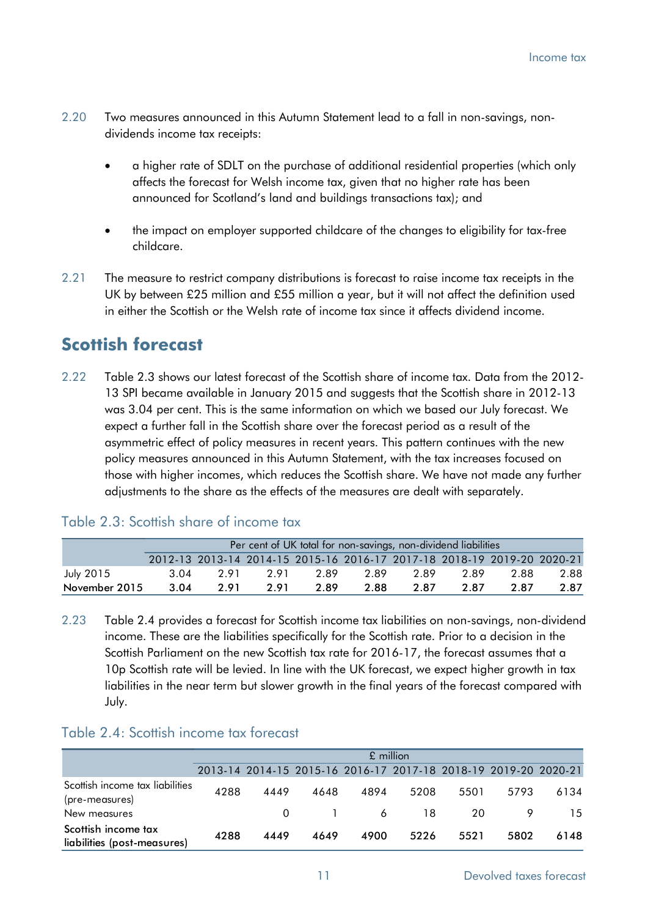2.20 Two measures announced in this Autumn Statement lead to a fall in non-savings, non-dividends income tax receipts:

- a higher rate of SDLT on the purchase of additional residential properties (which only affects the forecast for Welsh income tax, given that no higher rate has been announced for Scotland's land and buildings transactions tax); and
- the impact on employer supported childcare of the changes to eligibility for tax-free childcare.

2.21 The measure to restrict company distributions is forecast to raise income tax receipts in the UK by between £25 million and £55 million a year, but it will not affect the definition used in either the Scottish or the Welsh rate of income tax since it affects dividend income.

## Scottish forecast

2.22 Table 2.3 shows our latest forecast of the Scottish share of income tax. Data from the 2012-13 SPI became available in January 2015 and suggests that the Scottish share in 2012-13 was 3.04 per cent. This is the same information on which we based our July forecast. We expect a further fall in the Scottish share over the forecast period as a result of the asymmetric effect of policy measures in recent years. This pattern continues with the new policy measures announced in this Autumn Statement, with the tax increases focused on those with higher incomes, which reduces the Scottish share. We have not made any further adjustments to the share as the effects of the measures are dealt with separately.

### Table 2.3: Scottish share of income tax

| | Per cent of UK total for non-savings, non-dividend liabilities | | | | | | | | |
|---|---|---|---|---|---|---|---|---|---|
| | 2012-13 | 2013-14 | 2014-15 | 2015-16 | 2016-17 | 2017-18 | 2018-19 | 2019-20 | 2020-21 |
| July 2015 | 3.04 | 2.91 | 2.91 | 2.89 | 2.89 | 2.89 | 2.89 | 2.88 | 2.88 |
| **November 2015** | **3.04** | **2.91** | **2.91** | **2.89** | **2.88** | **2.87** | **2.87** | **2.87** | **2.87** |

2.23 Table 2.4 provides a forecast for Scottish income tax liabilities on non-savings, non-dividend income. These are the liabilities specifically for the Scottish rate. Prior to a decision in the Scottish Parliament on the new Scottish tax rate for 2016-17, the forecast assumes that a 10p Scottish rate will be levied. In line with the UK forecast, we expect higher growth in tax liabilities in the near term but slower growth in the final years of the forecast compared with July.

### Table 2.4: Scottish income tax forecast

| | £ million | | | | | | | |
|---|---|---|---|---|---|---|---|---|
| | 2013-14 | 2014-15 | 2015-16 | 2016-17 | 2017-18 | 2018-19 | 2019-20 | 2020-21 |
| Scottish income tax liabilities (pre-measures) | 4288 | 4449 | 4648 | 4894 | 5208 | 5501 | 5793 | 6134 |
| New measures | | 0 | 1 | 6 | 18 | 20 | 9 | 15 |
| **Scottish income tax liabilities (post-measures)** | **4288** | **4449** | **4649** | **4900** | **5226** | **5521** | **5802** | **6148** |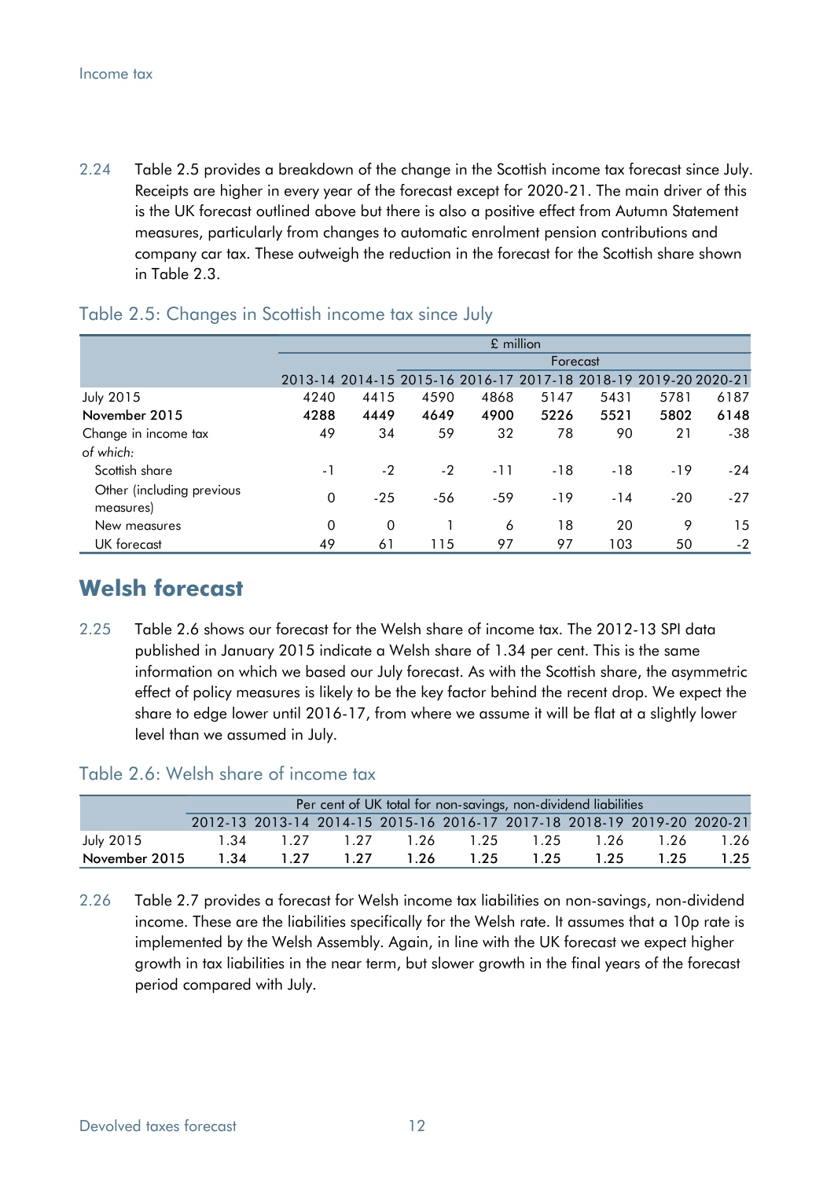2.24 Table 2.5 provides a breakdown of the change in the Scottish income tax forecast since July. Receipts are higher in every year of the forecast except for 2020-21. The main driver of this is the UK forecast outlined above but there is also a positive effect from Autumn Statement measures, particularly from changes to automatic enrolment pension contributions and company car tax. These outweigh the reduction in the forecast for the Scottish share shown in Table 2.3.

### Table 2.5: Changes in Scottish income tax since July

| | £ million | | | | | | | |
|---|---|---|---|---|---|---|---|---|
| | | | Forecast | | | | | |
| | 2013-14 | 2014-15 | 2015-16 | 2016-17 | 2017-18 | 2018-19 | 2019-20 | 2020-21 |
| July 2015 | 4240 | 4415 | 4590 | 4868 | 5147 | 5431 | 5781 | 6187 |
| **November 2015** | **4288** | **4449** | **4649** | **4900** | **5226** | **5521** | **5802** | **6148** |
| Change in income tax | 49 | 34 | 59 | 32 | 78 | 90 | 21 | -38 |
| *of which:* | | | | | | | | |
| Scottish share | -1 | -2 | -2 | -11 | -18 | -18 | -19 | -24 |
| Other (including previous measures) | 0 | -25 | -56 | -59 | -19 | -14 | -20 | -27 |
| New measures | 0 | 0 | 1 | 6 | 18 | 20 | 9 | 15 |
| UK forecast | 49 | 61 | 115 | 97 | 97 | 103 | 50 | -2 |

## Welsh forecast

2.25 Table 2.6 shows our forecast for the Welsh share of income tax. The 2012-13 SPI data published in January 2015 indicate a Welsh share of 1.34 per cent. This is the same information on which we based our July forecast. As with the Scottish share, the asymmetric effect of policy measures is likely to be the key factor behind the recent drop. We expect the share to edge lower until 2016-17, from where we assume it will be flat at a slightly lower level than we assumed in July.

### Table 2.6: Welsh share of income tax

| | Per cent of UK total for non-savings, non-dividend liabilities | | | | | | | | |
|---|---|---|---|---|---|---|---|---|---|
| | 2012-13 | 2013-14 | 2014-15 | 2015-16 | 2016-17 | 2017-18 | 2018-19 | 2019-20 | 2020-21 |
| July 2015 | 1.34 | 1.27 | 1.27 | 1.26 | 1.25 | 1.25 | 1.26 | 1.26 | 1.26 |
| **November 2015** | **1.34** | **1.27** | **1.27** | **1.26** | **1.25** | **1.25** | **1.25** | **1.25** | **1.25** |

2.26 Table 2.7 provides a forecast for Welsh income tax liabilities on non-savings, non-dividend income. These are the liabilities specifically for the Welsh rate. It assumes that a 10p rate is implemented by the Welsh Assembly. Again, in line with the UK forecast we expect higher growth in tax liabilities in the near term, but slower growth in the final years of the forecast period compared with July.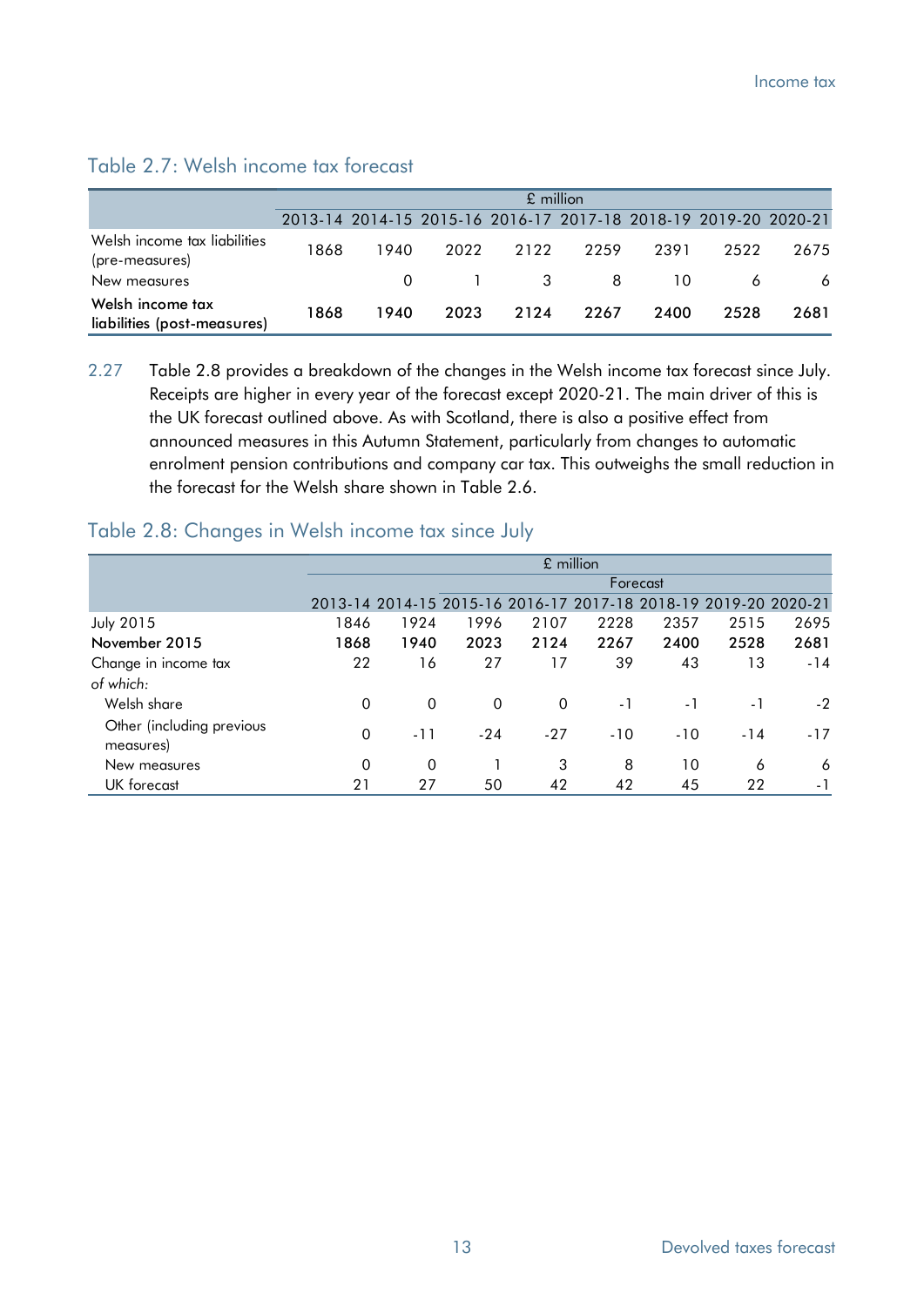## Table 2.7: Welsh income tax forecast

| | £ million | | | | | | | |
|---|---|---|---|---|---|---|---|---|
| | 2013-14 | 2014-15 | 2015-16 | 2016-17 | 2017-18 | 2018-19 | 2019-20 | 2020-21 |
| Welsh income tax liabilities (pre-measures) | 1868 | 1940 | 2022 | 2122 | 2259 | 2391 | 2522 | 2675 |
| New measures | | 0 | 1 | 3 | 8 | 10 | 6 | 6 |
| **Welsh income tax liabilities (post-measures)** | **1868** | **1940** | **2023** | **2124** | **2267** | **2400** | **2528** | **2681** |

2.27 Table 2.8 provides a breakdown of the changes in the Welsh income tax forecast since July. Receipts are higher in every year of the forecast except 2020-21. The main driver of this is the UK forecast outlined above. As with Scotland, there is also a positive effect from announced measures in this Autumn Statement, particularly from changes to automatic enrolment pension contributions and company car tax. This outweighs the small reduction in the forecast for the Welsh share shown in Table 2.6.

## Table 2.8: Changes in Welsh income tax since July

| | £ million | | | | | | | |
|---|---|---|---|---|---|---|---|---|
| | | | Forecast | | | | | |
| | 2013-14 | 2014-15 | 2015-16 | 2016-17 | 2017-18 | 2018-19 | 2019-20 | 2020-21 |
| July 2015 | 1846 | 1924 | 1996 | 2107 | 2228 | 2357 | 2515 | 2695 |
| **November 2015** | **1868** | **1940** | **2023** | **2124** | **2267** | **2400** | **2528** | **2681** |
| Change in income tax | 22 | 16 | 27 | 17 | 39 | 43 | 13 | -14 |
| *of which:* | | | | | | | | |
| Welsh share | 0 | 0 | 0 | 0 | -1 | -1 | -1 | -2 |
| Other (including previous measures) | 0 | -11 | -24 | -27 | -10 | -10 | -14 | -17 |
| New measures | 0 | 0 | 1 | 3 | 8 | 10 | 6 | 6 |
| UK forecast | 21 | 27 | 50 | 42 | 42 | 45 | 22 | -1 |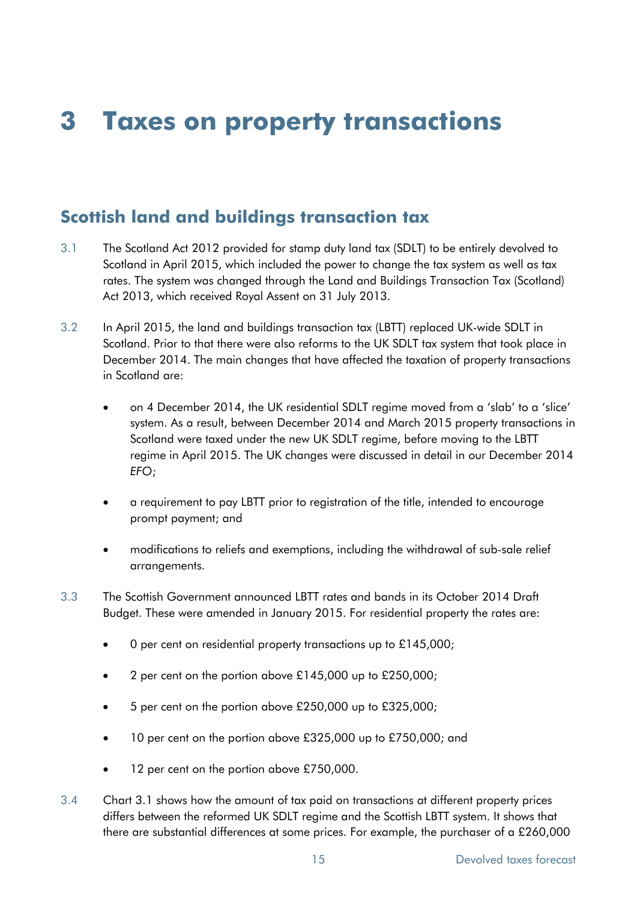# 3 Taxes on property transactions

## Scottish land and buildings transaction tax

3.1 The Scotland Act 2012 provided for stamp duty land tax (SDLT) to be entirely devolved to Scotland in April 2015, which included the power to change the tax system as well as tax rates. The system was changed through the Land and Buildings Transaction Tax (Scotland) Act 2013, which received Royal Assent on 31 July 2013.

3.2 In April 2015, the land and buildings transaction tax (LBTT) replaced UK-wide SDLT in Scotland. Prior to that there were also reforms to the UK SDLT tax system that took place in December 2014. The main changes that have affected the taxation of property transactions in Scotland are:

- on 4 December 2014, the UK residential SDLT regime moved from a 'slab' to a 'slice' system. As a result, between December 2014 and March 2015 property transactions in Scotland were taxed under the new UK SDLT regime, before moving to the LBTT regime in April 2015. The UK changes were discussed in detail in our December 2014 *EFO*;
- a requirement to pay LBTT prior to registration of the title, intended to encourage prompt payment; and
- modifications to reliefs and exemptions, including the withdrawal of sub-sale relief arrangements.

3.3 The Scottish Government announced LBTT rates and bands in its October 2014 Draft Budget. These were amended in January 2015. For residential property the rates are:

- 0 per cent on residential property transactions up to £145,000;
- 2 per cent on the portion above £145,000 up to £250,000;
- 5 per cent on the portion above £250,000 up to £325,000;
- 10 per cent on the portion above £325,000 up to £750,000; and
- 12 per cent on the portion above £750,000.

3.4 Chart 3.1 shows how the amount of tax paid on transactions at different property prices differs between the reformed UK SDLT regime and the Scottish LBTT system. It shows that there are substantial differences at some prices. For example, the purchaser of a £260,000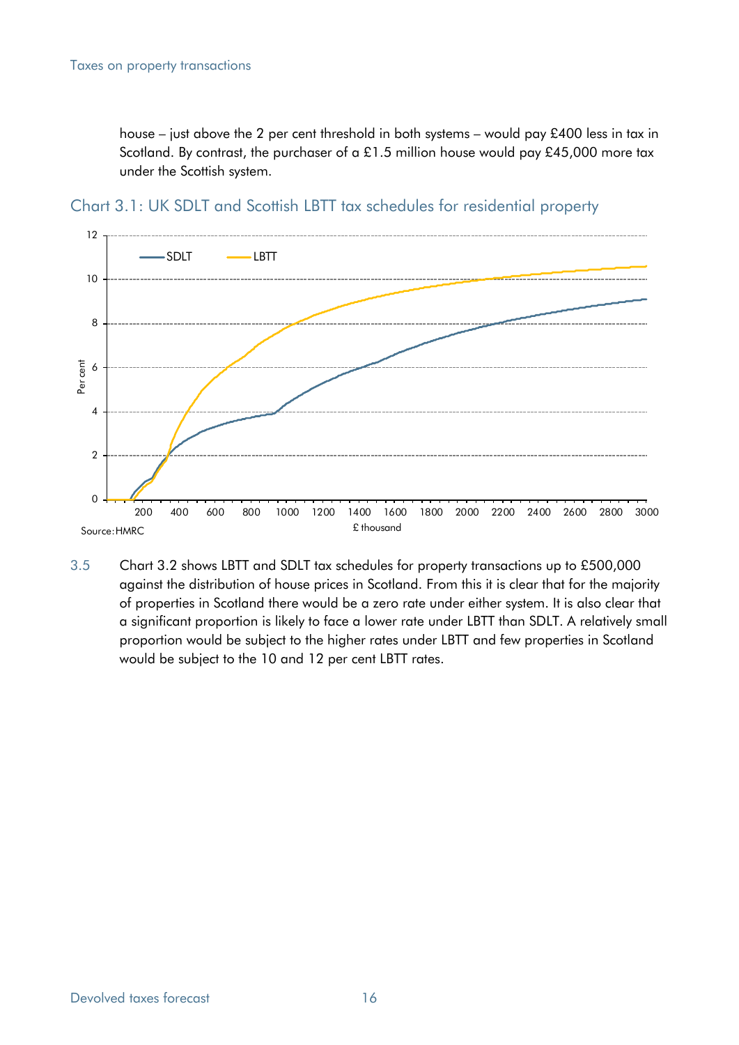house – just above the 2 per cent threshold in both systems – would pay £400 less in tax in Scotland. By contrast, the purchaser of a £1.5 million house would pay £45,000 more tax under the Scottish system.

## Chart 3.1: UK SDLT and Scottish LBTT tax schedules for residential property

Source: HMRC

3.5 Chart 3.2 shows LBTT and SDLT tax schedules for property transactions up to £500,000 against the distribution of house prices in Scotland. From this it is clear that for the majority of properties in Scotland there would be a zero rate under either system. It is also clear that a significant proportion is likely to face a lower rate under LBTT than SDLT. A relatively small proportion would be subject to the higher rates under LBTT and few properties in Scotland would be subject to the 10 and 12 per cent LBTT rates.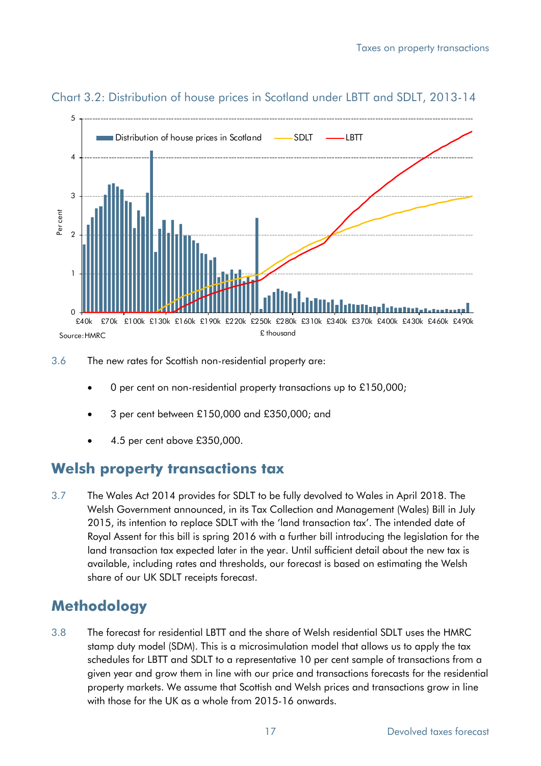Chart 3.2: Distribution of house prices in Scotland under LBTT and SDLT, 2013-14

Source: HMRC

3.6 The new rates for Scottish non-residential property are:

- 0 per cent on non-residential property transactions up to £150,000;
- 3 per cent between £150,000 and £350,000; and
- 4.5 per cent above £350,000.

## Welsh property transactions tax

3.7 The Wales Act 2014 provides for SDLT to be fully devolved to Wales in April 2018. The Welsh Government announced, in its Tax Collection and Management (Wales) Bill in July 2015, its intention to replace SDLT with the 'land transaction tax'. The intended date of Royal Assent for this bill is spring 2016 with a further bill introducing the legislation for the land transaction tax expected later in the year. Until sufficient detail about the new tax is available, including rates and thresholds, our forecast is based on estimating the Welsh share of our UK SDLT receipts forecast.

## Methodology

3.8 The forecast for residential LBTT and the share of Welsh residential SDLT uses the HMRC stamp duty model (SDM). This is a microsimulation model that allows us to apply the tax schedules for LBTT and SDLT to a representative 10 per cent sample of transactions from a given year and grow them in line with our price and transactions forecasts for the residential property markets. We assume that Scottish and Welsh prices and transactions grow in line with those for the UK as a whole from 2015-16 onwards.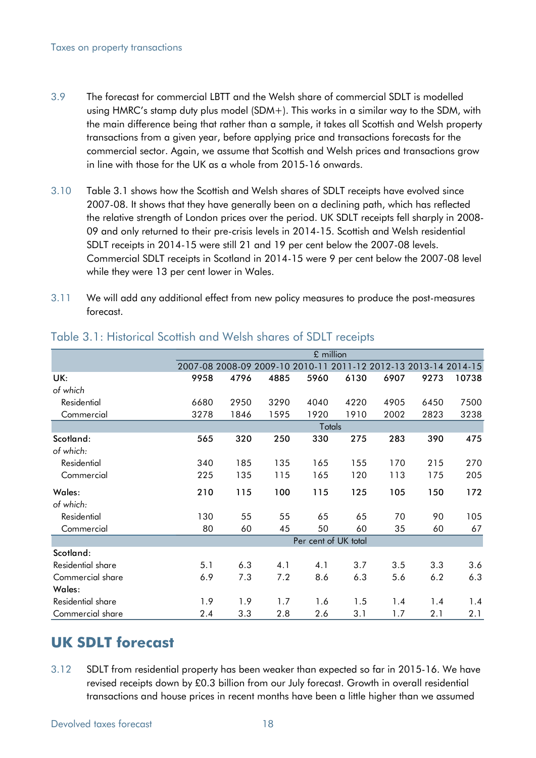3.9 The forecast for commercial LBTT and the Welsh share of commercial SDLT is modelled using HMRC's stamp duty plus model (SDM+). This works in a similar way to the SDM, with the main difference being that rather than a sample, it takes all Scottish and Welsh property transactions from a given year, before applying price and transactions forecasts for the commercial sector. Again, we assume that Scottish and Welsh prices and transactions grow in line with those for the UK as a whole from 2015-16 onwards.

3.10 Table 3.1 shows how the Scottish and Welsh shares of SDLT receipts have evolved since 2007-08. It shows that they have generally been on a declining path, which has reflected the relative strength of London prices over the period. UK SDLT receipts fell sharply in 2008-09 and only returned to their pre-crisis levels in 2014-15. Scottish and Welsh residential SDLT receipts in 2014-15 were still 21 and 19 per cent below the 2007-08 levels. Commercial SDLT receipts in Scotland in 2014-15 were 9 per cent below the 2007-08 level while they were 13 per cent lower in Wales.

3.11 We will add any additional effect from new policy measures to produce the post-measures forecast.

## Table 3.1: Historical Scottish and Welsh shares of SDLT receipts

| | £ million | | | | | | | |
|---|---|---|---|---|---|---|---|---|
| | 2007-08 | 2008-09 | 2009-10 | 2010-11 | 2011-12 | 2012-13 | 2013-14 | 2014-15 |
| **UK:** | **9958** | **4796** | **4885** | **5960** | **6130** | **6907** | **9273** | **10738** |
| *of which* | | | | | | | | |
| Residential | 6680 | 2950 | 3290 | 4040 | 4220 | 4905 | 6450 | 7500 |
| Commercial | 3278 | 1846 | 1595 | 1920 | 1910 | 2002 | 2823 | 3238 |
| | Totals | | | | | | | |
| **Scotland:** | **565** | **320** | **250** | **330** | **275** | **283** | **390** | **475** |
| *of which:* | | | | | | | | |
| Residential | 340 | 185 | 135 | 165 | 155 | 170 | 215 | 270 |
| Commercial | 225 | 135 | 115 | 165 | 120 | 113 | 175 | 205 |
| **Wales:** | **210** | **115** | **100** | **115** | **125** | **105** | **150** | **172** |
| *of which:* | | | | | | | | |
| Residential | 130 | 55 | 55 | 65 | 65 | 70 | 90 | 105 |
| Commercial | 80 | 60 | 45 | 50 | 60 | 35 | 60 | 67 |
| | Per cent of UK total | | | | | | | |
| Scotland: | | | | | | | | |
| Residential share | 5.1 | 6.3 | 4.1 | 4.1 | 3.7 | 3.5 | 3.3 | 3.6 |
| Commercial share | 6.9 | 7.3 | 7.2 | 8.6 | 6.3 | 5.6 | 6.2 | 6.3 |
| Wales: | | | | | | | | |
| Residential share | 1.9 | 1.9 | 1.7 | 1.6 | 1.5 | 1.4 | 1.4 | 1.4 |
| Commercial share | 2.4 | 3.3 | 2.8 | 2.6 | 3.1 | 1.7 | 2.1 | 2.1 |

# UK SDLT forecast

3.12 SDLT from residential property has been weaker than expected so far in 2015-16. We have revised receipts down by £0.3 billion from our July forecast. Growth in overall residential transactions and house prices in recent months have been a little higher than we assumed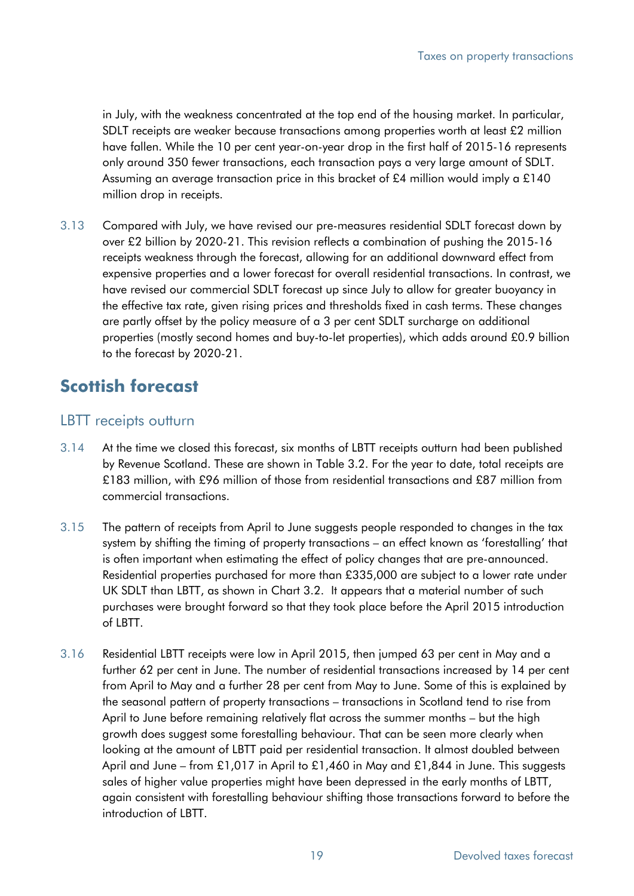in July, with the weakness concentrated at the top end of the housing market. In particular, SDLT receipts are weaker because transactions among properties worth at least £2 million have fallen. While the 10 per cent year-on-year drop in the first half of 2015-16 represents only around 350 fewer transactions, each transaction pays a very large amount of SDLT. Assuming an average transaction price in this bracket of £4 million would imply a £140 million drop in receipts.

3.13 Compared with July, we have revised our pre-measures residential SDLT forecast down by over £2 billion by 2020-21. This revision reflects a combination of pushing the 2015-16 receipts weakness through the forecast, allowing for an additional downward effect from expensive properties and a lower forecast for overall residential transactions. In contrast, we have revised our commercial SDLT forecast up since July to allow for greater buoyancy in the effective tax rate, given rising prices and thresholds fixed in cash terms. These changes are partly offset by the policy measure of a 3 per cent SDLT surcharge on additional properties (mostly second homes and buy-to-let properties), which adds around £0.9 billion to the forecast by 2020-21.

## Scottish forecast

### LBTT receipts outturn

3.14 At the time we closed this forecast, six months of LBTT receipts outturn had been published by Revenue Scotland. These are shown in Table 3.2. For the year to date, total receipts are £183 million, with £96 million of those from residential transactions and £87 million from commercial transactions.

3.15 The pattern of receipts from April to June suggests people responded to changes in the tax system by shifting the timing of property transactions – an effect known as 'forestalling' that is often important when estimating the effect of policy changes that are pre-announced. Residential properties purchased for more than £335,000 are subject to a lower rate under UK SDLT than LBTT, as shown in Chart 3.2. It appears that a material number of such purchases were brought forward so that they took place before the April 2015 introduction of LBTT.

3.16 Residential LBTT receipts were low in April 2015, then jumped 63 per cent in May and a further 62 per cent in June. The number of residential transactions increased by 14 per cent from April to May and a further 28 per cent from May to June. Some of this is explained by the seasonal pattern of property transactions – transactions in Scotland tend to rise from April to June before remaining relatively flat across the summer months – but the high growth does suggest some forestalling behaviour. That can be seen more clearly when looking at the amount of LBTT paid per residential transaction. It almost doubled between April and June – from £1,017 in April to £1,460 in May and £1,844 in June. This suggests sales of higher value properties might have been depressed in the early months of LBTT, again consistent with forestalling behaviour shifting those transactions forward to before the introduction of LBTT.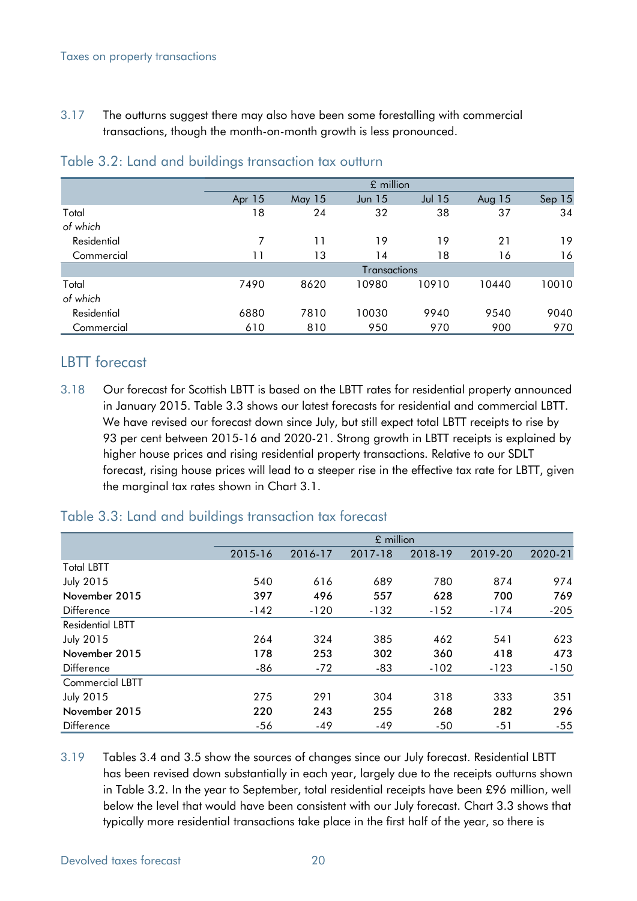3.17 The outturns suggest there may also have been some forestalling with commercial transactions, though the month-on-month growth is less pronounced.

## Table 3.2: Land and buildings transaction tax outturn

| | £ million | | | | | |
|---|---|---|---|---|---|---|
| | Apr 15 | May 15 | Jun 15 | Jul 15 | Aug 15 | Sep 15 |
| Total | 18 | 24 | 32 | 38 | 37 | 34 |
| *of which* | | | | | | |
| Residential | 7 | 11 | 19 | 19 | 21 | 19 |
| Commercial | 11 | 13 | 14 | 18 | 16 | 16 |
| | Transactions | | | | | |
| Total | 7490 | 8620 | 10980 | 10910 | 10440 | 10010 |
| *of which* | | | | | | |
| Residential | 6880 | 7810 | 10030 | 9940 | 9540 | 9040 |
| Commercial | 610 | 810 | 950 | 970 | 900 | 970 |

## LBTT forecast

3.18 Our forecast for Scottish LBTT is based on the LBTT rates for residential property announced in January 2015. Table 3.3 shows our latest forecasts for residential and commercial LBTT. We have revised our forecast down since July, but still expect total LBTT receipts to rise by 93 per cent between 2015-16 and 2020-21. Strong growth in LBTT receipts is explained by higher house prices and rising residential property transactions. Relative to our SDLT forecast, rising house prices will lead to a steeper rise in the effective tax rate for LBTT, given the marginal tax rates shown in Chart 3.1.

## Table 3.3: Land and buildings transaction tax forecast

| | £ million | | | | | |
|---|---|---|---|---|---|---|
| | 2015-16 | 2016-17 | 2017-18 | 2018-19 | 2019-20 | 2020-21 |
| Total LBTT | | | | | | |
| July 2015 | 540 | 616 | 689 | 780 | 874 | 974 |
| **November 2015** | **397** | **496** | **557** | **628** | **700** | **769** |
| Difference | -142 | -120 | -132 | -152 | -174 | -205 |
| Residential LBTT | | | | | | |
| July 2015 | 264 | 324 | 385 | 462 | 541 | 623 |
| **November 2015** | **178** | **253** | **302** | **360** | **418** | **473** |
| Difference | -86 | -72 | -83 | -102 | -123 | -150 |
| Commercial LBTT | | | | | | |
| July 2015 | 275 | 291 | 304 | 318 | 333 | 351 |
| **November 2015** | **220** | **243** | **255** | **268** | **282** | **296** |
| Difference | -56 | -49 | -49 | -50 | -51 | -55 |

3.19 Tables 3.4 and 3.5 show the sources of changes since our July forecast. Residential LBTT has been revised down substantially in each year, largely due to the receipts outturns shown in Table 3.2. In the year to September, total residential receipts have been £96 million, well below the level that would have been consistent with our July forecast. Chart 3.3 shows that typically more residential transactions take place in the first half of the year, so there is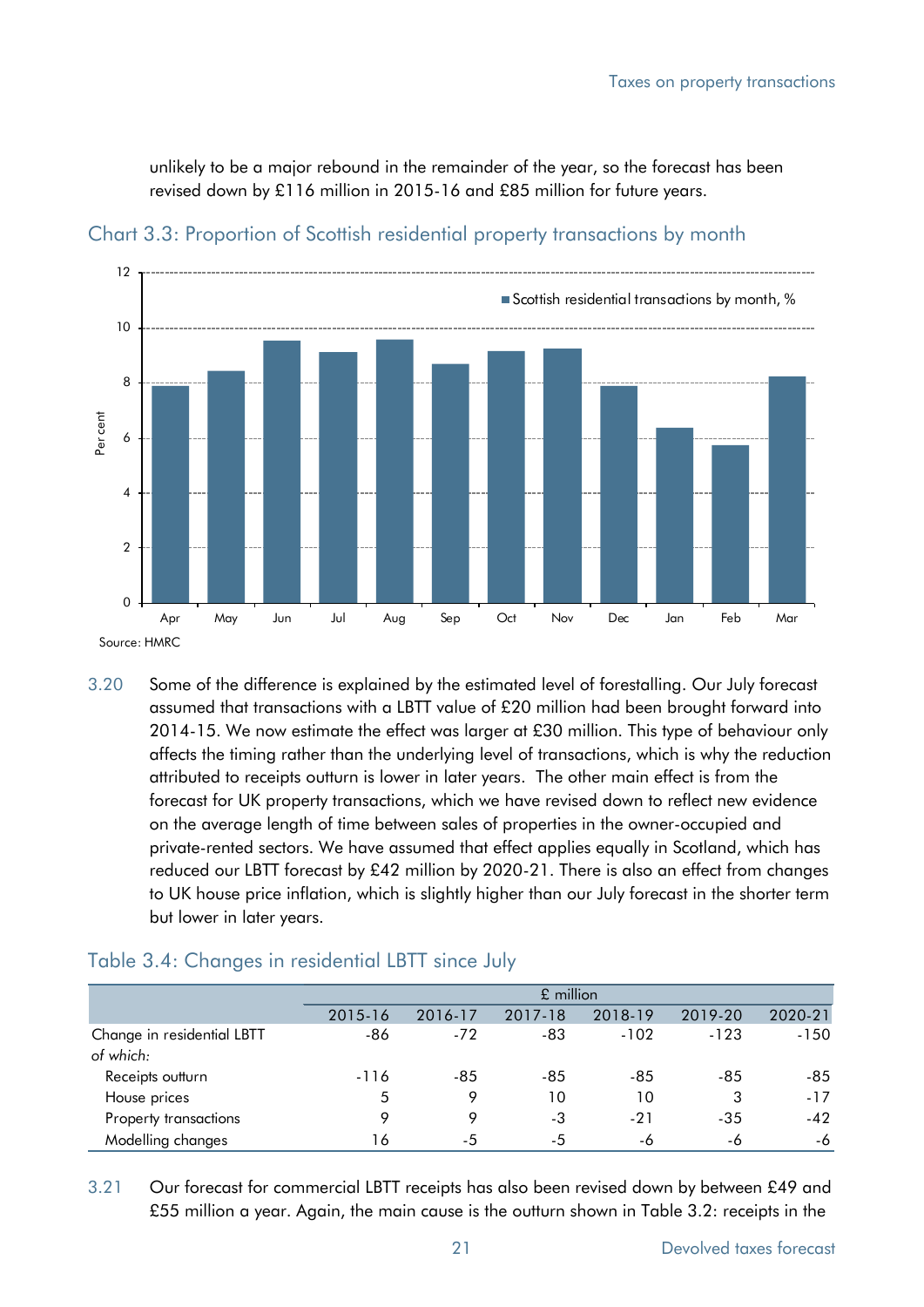unlikely to be a major rebound in the remainder of the year, so the forecast has been revised down by £116 million in 2015-16 and £85 million for future years.

## Chart 3.3: Proportion of Scottish residential property transactions by month

Source: HMRC

3.20 Some of the difference is explained by the estimated level of forestalling. Our July forecast assumed that transactions with a LBTT value of £20 million had been brought forward into 2014-15. We now estimate the effect was larger at £30 million. This type of behaviour only affects the timing rather than the underlying level of transactions, which is why the reduction attributed to receipts outturn is lower in later years. The other main effect is from the forecast for UK property transactions, which we have revised down to reflect new evidence on the average length of time between sales of properties in the owner-occupied and private-rented sectors. We have assumed that effect applies equally in Scotland, which has reduced our LBTT forecast by £42 million by 2020-21. There is also an effect from changes to UK house price inflation, which is slightly higher than our July forecast in the shorter term but lower in later years.

## Table 3.4: Changes in residential LBTT since July

| | £ million | | | | | |
|---|---|---|---|---|---|---|
| | 2015-16 | 2016-17 | 2017-18 | 2018-19 | 2019-20 | 2020-21 |
| Change in residential LBTT | -86 | -72 | -83 | -102 | -123 | -150 |
| *of which:* | | | | | | |
| Receipts outturn | -116 | -85 | -85 | -85 | -85 | -85 |
| House prices | 5 | 9 | 10 | 10 | 3 | -17 |
| Property transactions | 9 | 9 | -3 | -21 | -35 | -42 |
| Modelling changes | 16 | -5 | -5 | -6 | -6 | -6 |

3.21 Our forecast for commercial LBTT receipts has also been revised down by between £49 and £55 million a year. Again, the main cause is the outturn shown in Table 3.2: receipts in the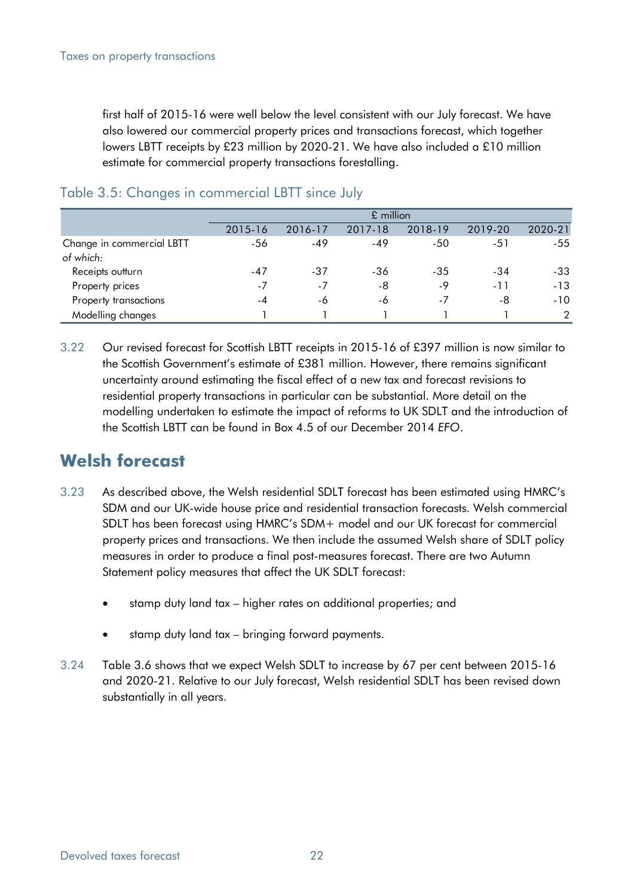first half of 2015-16 were well below the level consistent with our July forecast. We have also lowered our commercial property prices and transactions forecast, which together lowers LBTT receipts by £23 million by 2020-21. We have also included a £10 million estimate for commercial property transactions forestalling.

### Table 3.5: Changes in commercial LBTT since July

| | £ million | | | | | |
|---|---|---|---|---|---|---|
| | 2015-16 | 2016-17 | 2017-18 | 2018-19 | 2019-20 | 2020-21 |
| Change in commercial LBTT | -56 | -49 | -49 | -50 | -51 | -55 |
| *of which:* | | | | | | |
| Receipts outturn | -47 | -37 | -36 | -35 | -34 | -33 |
| Property prices | -7 | -7 | -8 | -9 | -11 | -13 |
| Property transactions | -4 | -6 | -6 | -7 | -8 | -10 |
| Modelling changes | 1 | 1 | 1 | 1 | 1 | 2 |

3.22 Our revised forecast for Scottish LBTT receipts in 2015-16 of £397 million is now similar to the Scottish Government's estimate of £381 million. However, there remains significant uncertainty around estimating the fiscal effect of a new tax and forecast revisions to residential property transactions in particular can be substantial. More detail on the modelling undertaken to estimate the impact of reforms to UK SDLT and the introduction of the Scottish LBTT can be found in Box 4.5 of our December 2014 *EFO*.

## Welsh forecast

3.23 As described above, the Welsh residential SDLT forecast has been estimated using HMRC's SDM and our UK-wide house price and residential transaction forecasts. Welsh commercial SDLT has been forecast using HMRC's SDM+ model and our UK forecast for commercial property prices and transactions. We then include the assumed Welsh share of SDLT policy measures in order to produce a final post-measures forecast. There are two Autumn Statement policy measures that affect the UK SDLT forecast:

- stamp duty land tax – higher rates on additional properties; and
- stamp duty land tax – bringing forward payments.

3.24 Table 3.6 shows that we expect Welsh SDLT to increase by 67 per cent between 2015-16 and 2020-21. Relative to our July forecast, Welsh residential SDLT has been revised down substantially in all years.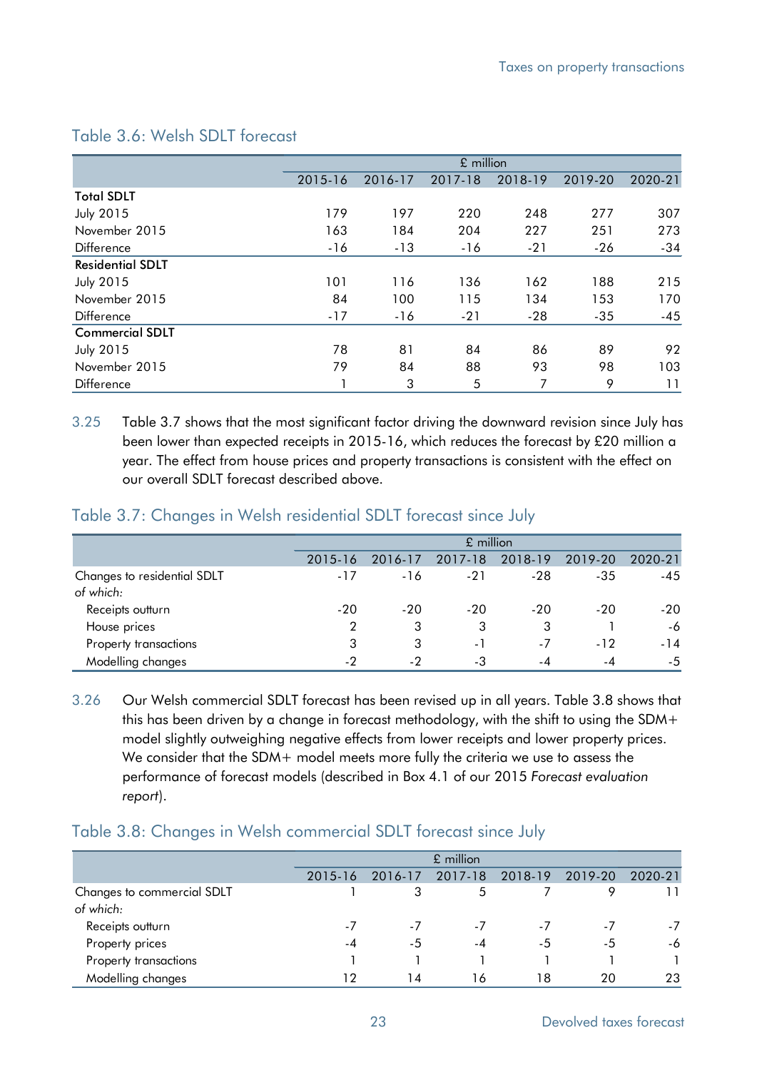### Table 3.6: Welsh SDLT forecast

| | £ million | | | | | |
|---|---|---|---|---|---|---|
| | 2015-16 | 2016-17 | 2017-18 | 2018-19 | 2019-20 | 2020-21 |
| **Total SDLT** | | | | | | |
| July 2015 | 179 | 197 | 220 | 248 | 277 | 307 |
| November 2015 | 163 | 184 | 204 | 227 | 251 | 273 |
| Difference | -16 | -13 | -16 | -21 | -26 | -34 |
| **Residential SDLT** | | | | | | |
| July 2015 | 101 | 116 | 136 | 162 | 188 | 215 |
| November 2015 | 84 | 100 | 115 | 134 | 153 | 170 |
| Difference | -17 | -16 | -21 | -28 | -35 | -45 |
| **Commercial SDLT** | | | | | | |
| July 2015 | 78 | 81 | 84 | 86 | 89 | 92 |
| November 2015 | 79 | 84 | 88 | 93 | 98 | 103 |
| Difference | 1 | 3 | 5 | 7 | 9 | 11 |

3.25 Table 3.7 shows that the most significant factor driving the downward revision since July has been lower than expected receipts in 2015-16, which reduces the forecast by £20 million a year. The effect from house prices and property transactions is consistent with the effect on our overall SDLT forecast described above.

### Table 3.7: Changes in Welsh residential SDLT forecast since July

| | £ million | | | | | |
|---|---|---|---|---|---|---|
| | 2015-16 | 2016-17 | 2017-18 | 2018-19 | 2019-20 | 2020-21 |
| Changes to residential SDLT | -17 | -16 | -21 | -28 | -35 | -45 |
| *of which:* | | | | | | |
| Receipts outturn | -20 | -20 | -20 | -20 | -20 | -20 |
| House prices | 2 | 3 | 3 | 3 | 1 | -6 |
| Property transactions | 3 | 3 | -1 | -7 | -12 | -14 |
| Modelling changes | -2 | -2 | -3 | -4 | -4 | -5 |

3.26 Our Welsh commercial SDLT forecast has been revised up in all years. Table 3.8 shows that this has been driven by a change in forecast methodology, with the shift to using the SDM+ model slightly outweighing negative effects from lower receipts and lower property prices. We consider that the SDM+ model meets more fully the criteria we use to assess the performance of forecast models (described in Box 4.1 of our 2015 *Forecast evaluation report*).

### Table 3.8: Changes in Welsh commercial SDLT forecast since July

| | £ million | | | | | |
|---|---|---|---|---|---|---|
| | 2015-16 | 2016-17 | 2017-18 | 2018-19 | 2019-20 | 2020-21 |
| Changes to commercial SDLT | 1 | 3 | 5 | 7 | 9 | 11 |
| *of which:* | | | | | | |
| Receipts outturn | -7 | -7 | -7 | -7 | -7 | -7 |
| Property prices | -4 | -5 | -4 | -5 | -5 | -6 |
| Property transactions | 1 | 1 | 1 | 1 | 1 | 1 |
| Modelling changes | 12 | 14 | 16 | 18 | 20 | 23 |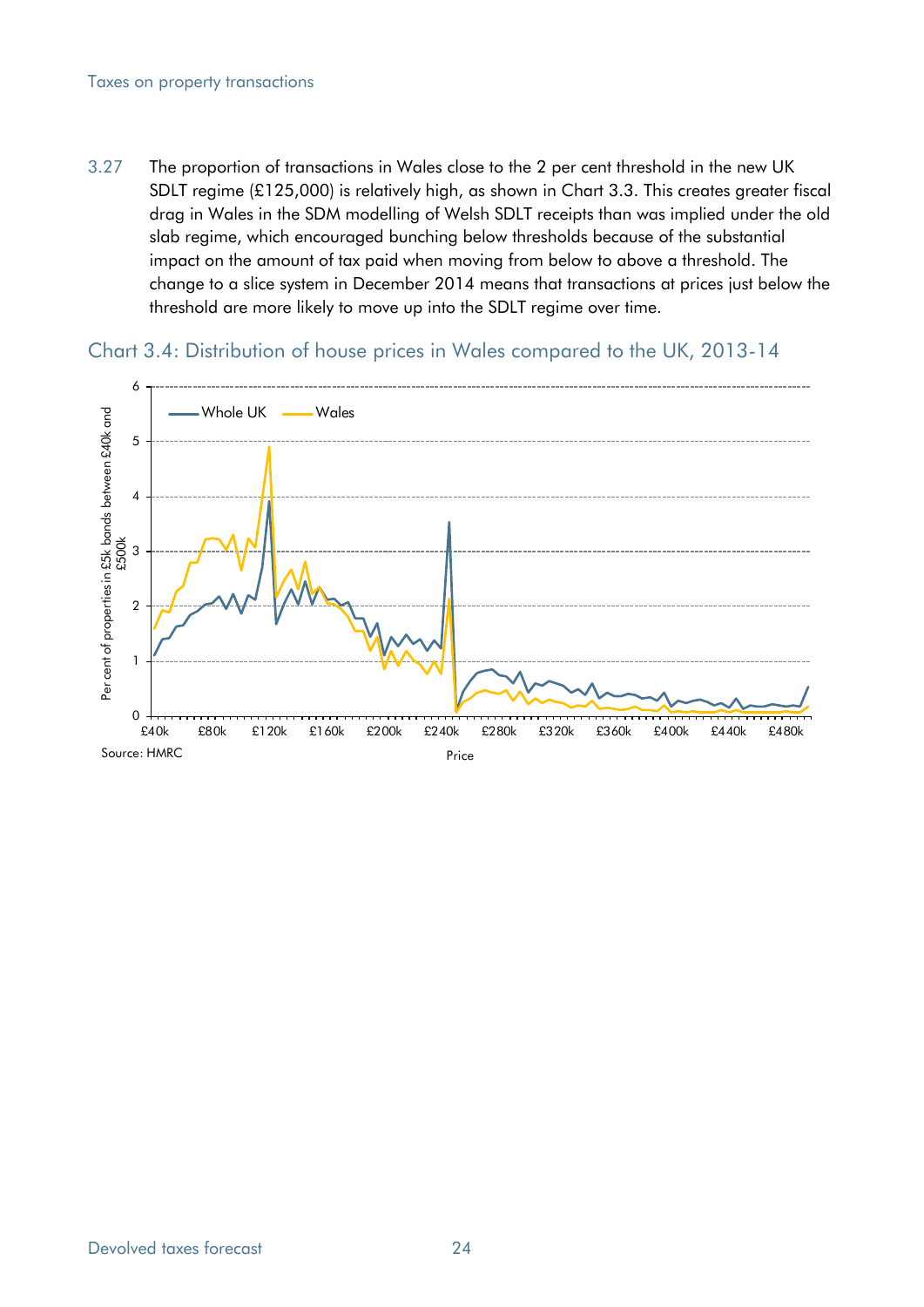3.27 The proportion of transactions in Wales close to the 2 per cent threshold in the new UK SDLT regime (£125,000) is relatively high, as shown in Chart 3.3. This creates greater fiscal drag in Wales in the SDM modelling of Welsh SDLT receipts than was implied under the old slab regime, which encouraged bunching below thresholds because of the substantial impact on the amount of tax paid when moving from below to above a threshold. The change to a slice system in December 2014 means that transactions at prices just below the threshold are more likely to move up into the SDLT regime over time.

## Chart 3.4: Distribution of house prices in Wales compared to the UK, 2013-14

Source: HMRC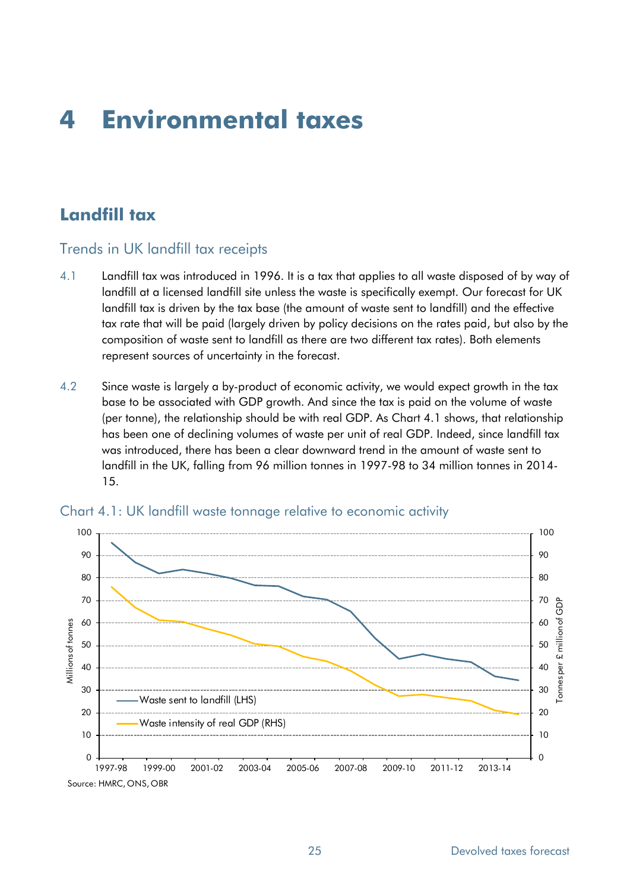# 4 Environmental taxes

## Landfill tax

### Trends in UK landfill tax receipts

4.1 Landfill tax was introduced in 1996. It is a tax that applies to all waste disposed of by way of landfill at a licensed landfill site unless the waste is specifically exempt. Our forecast for UK landfill tax is driven by the tax base (the amount of waste sent to landfill) and the effective tax rate that will be paid (largely driven by policy decisions on the rates paid, but also by the composition of waste sent to landfill as there are two different tax rates). Both elements represent sources of uncertainty in the forecast.

4.2 Since waste is largely a by-product of economic activity, we would expect growth in the tax base to be associated with GDP growth. And since the tax is paid on the volume of waste (per tonne), the relationship should be with real GDP. As Chart 4.1 shows, that relationship has been one of declining volumes of waste per unit of real GDP. Indeed, since landfill tax was introduced, there has been a clear downward trend in the amount of waste sent to landfill in the UK, falling from 96 million tonnes in 1997-98 to 34 million tonnes in 2014-15.

Chart 4.1: UK landfill waste tonnage relative to economic activity

Source: HMRC, ONS, OBR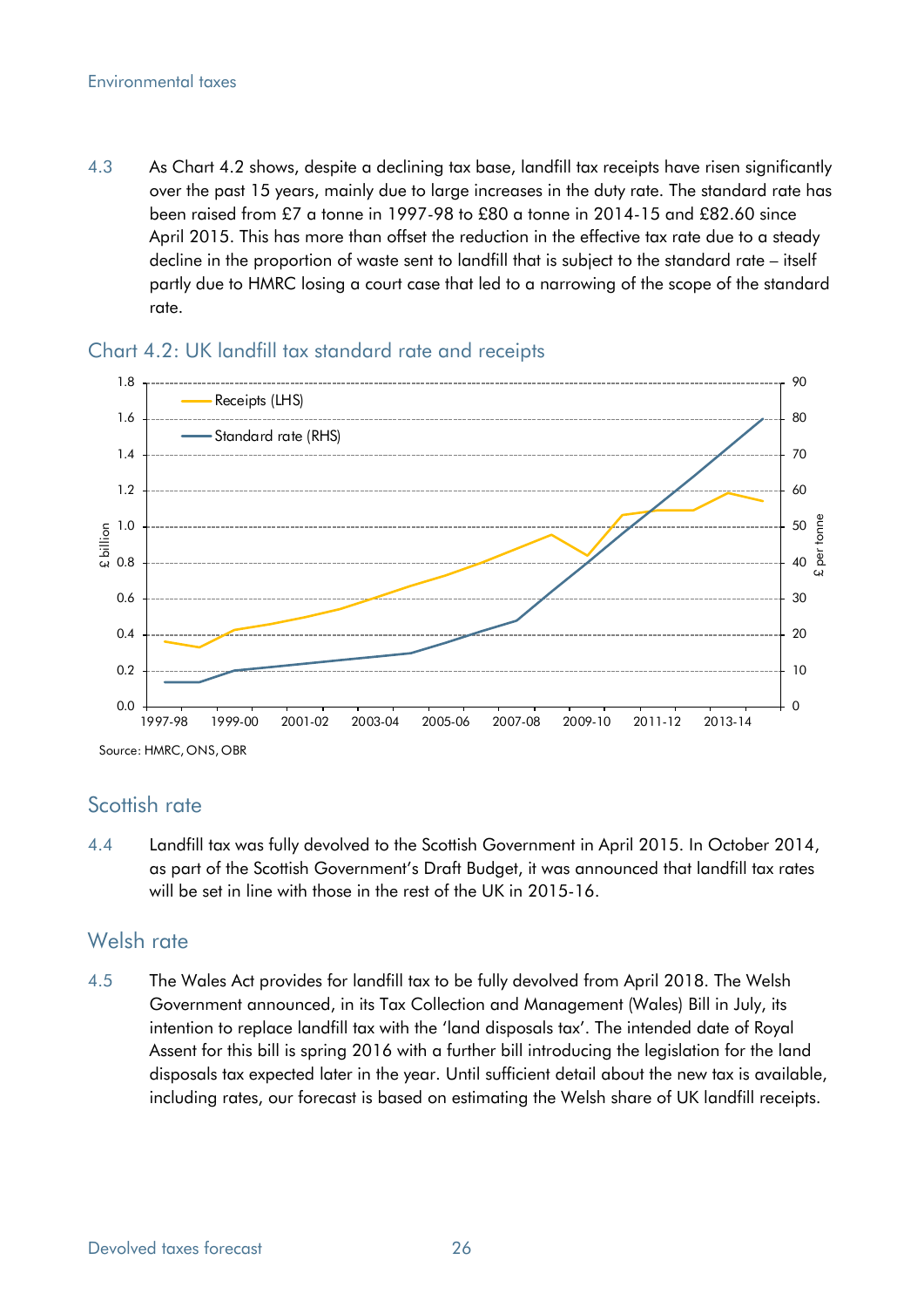4.3 As Chart 4.2 shows, despite a declining tax base, landfill tax receipts have risen significantly over the past 15 years, mainly due to large increases in the duty rate. The standard rate has been raised from £7 a tonne in 1997-98 to £80 a tonne in 2014-15 and £82.60 since April 2015. This has more than offset the reduction in the effective tax rate due to a steady decline in the proportion of waste sent to landfill that is subject to the standard rate – itself partly due to HMRC losing a court case that led to a narrowing of the scope of the standard rate.

Chart 4.2: UK landfill tax standard rate and receipts

Source: HMRC, ONS, OBR

## Scottish rate

4.4 Landfill tax was fully devolved to the Scottish Government in April 2015. In October 2014, as part of the Scottish Government's Draft Budget, it was announced that landfill tax rates will be set in line with those in the rest of the UK in 2015-16.

## Welsh rate

4.5 The Wales Act provides for landfill tax to be fully devolved from April 2018. The Welsh Government announced, in its Tax Collection and Management (Wales) Bill in July, its intention to replace landfill tax with the 'land disposals tax'. The intended date of Royal Assent for this bill is spring 2016 with a further bill introducing the legislation for the land disposals tax expected later in the year. Until sufficient detail about the new tax is available, including rates, our forecast is based on estimating the Welsh share of UK landfill receipts.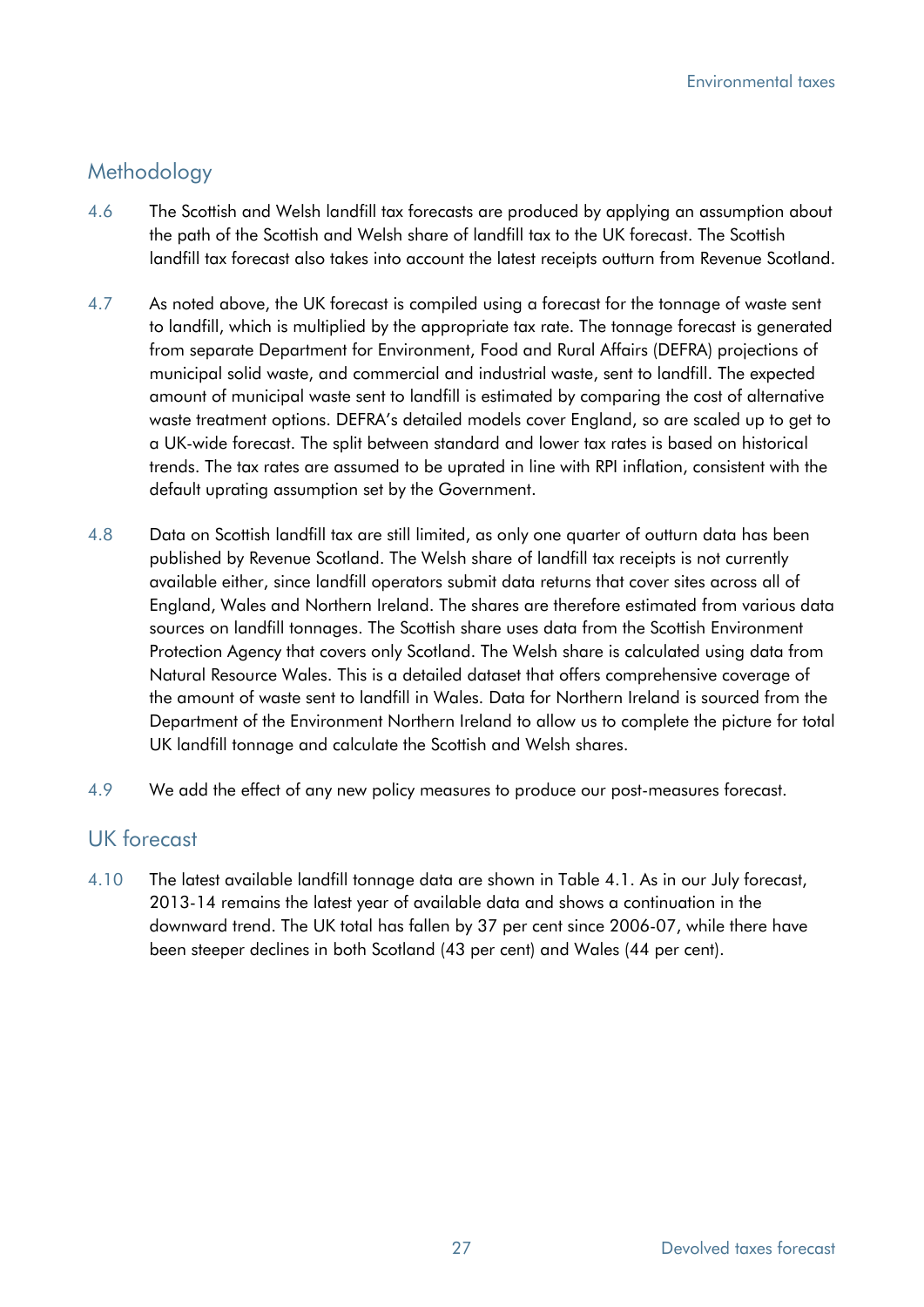## Methodology

4.6 The Scottish and Welsh landfill tax forecasts are produced by applying an assumption about the path of the Scottish and Welsh share of landfill tax to the UK forecast. The Scottish landfill tax forecast also takes into account the latest receipts outturn from Revenue Scotland.

4.7 As noted above, the UK forecast is compiled using a forecast for the tonnage of waste sent to landfill, which is multiplied by the appropriate tax rate. The tonnage forecast is generated from separate Department for Environment, Food and Rural Affairs (DEFRA) projections of municipal solid waste, and commercial and industrial waste, sent to landfill. The expected amount of municipal waste sent to landfill is estimated by comparing the cost of alternative waste treatment options. DEFRA's detailed models cover England, so are scaled up to get to a UK-wide forecast. The split between standard and lower tax rates is based on historical trends. The tax rates are assumed to be uprated in line with RPI inflation, consistent with the default uprating assumption set by the Government.

4.8 Data on Scottish landfill tax are still limited, as only one quarter of outturn data has been published by Revenue Scotland. The Welsh share of landfill tax receipts is not currently available either, since landfill operators submit data returns that cover sites across all of England, Wales and Northern Ireland. The shares are therefore estimated from various data sources on landfill tonnages. The Scottish share uses data from the Scottish Environment Protection Agency that covers only Scotland. The Welsh share is calculated using data from Natural Resource Wales. This is a detailed dataset that offers comprehensive coverage of the amount of waste sent to landfill in Wales. Data for Northern Ireland is sourced from the Department of the Environment Northern Ireland to allow us to complete the picture for total UK landfill tonnage and calculate the Scottish and Welsh shares.

4.9 We add the effect of any new policy measures to produce our post-measures forecast.

## UK forecast

4.10 The latest available landfill tonnage data are shown in Table 4.1. As in our July forecast, 2013-14 remains the latest year of available data and shows a continuation in the downward trend. The UK total has fallen by 37 per cent since 2006-07, while there have been steeper declines in both Scotland (43 per cent) and Wales (44 per cent).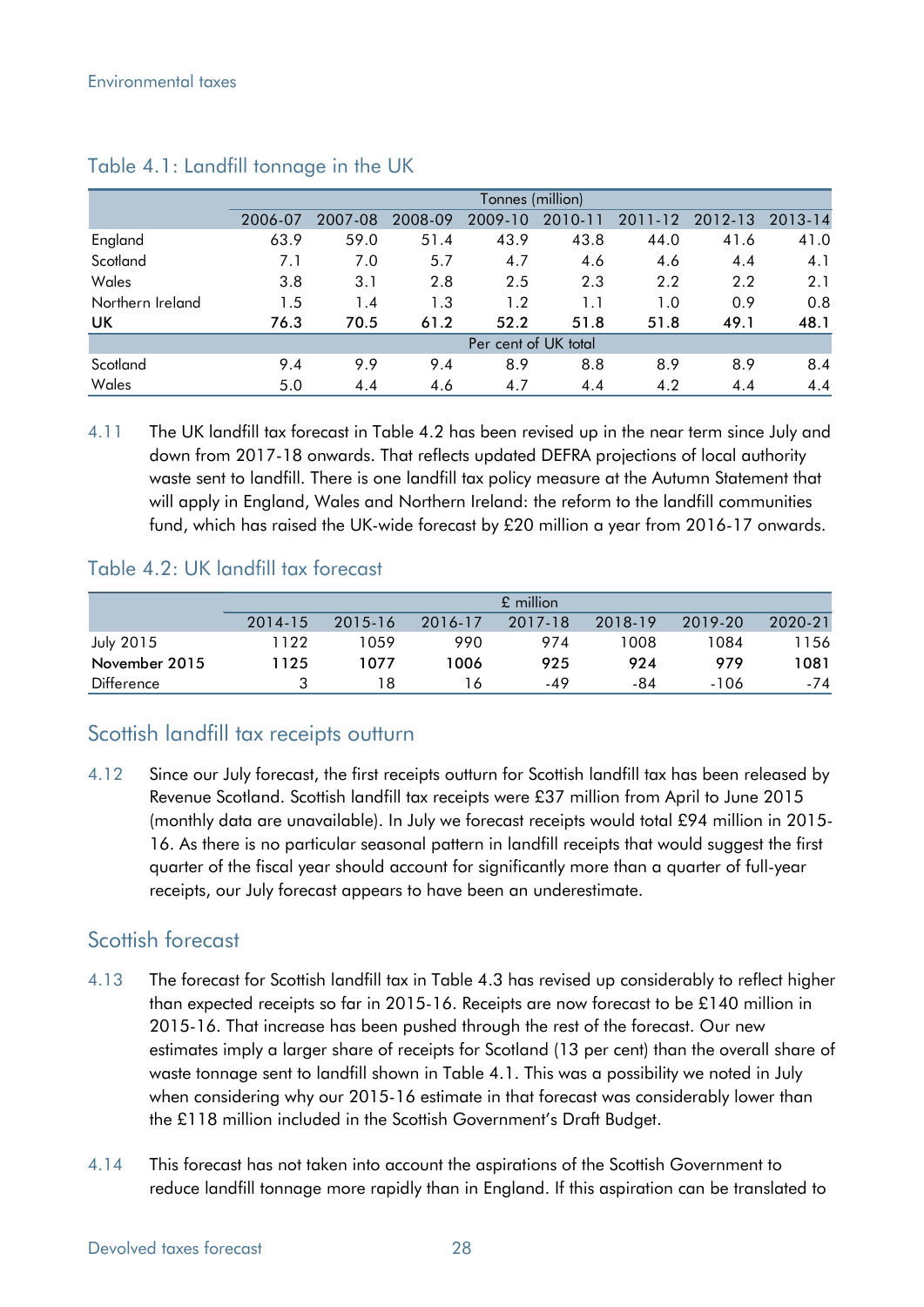## Table 4.1: Landfill tonnage in the UK

| | Tonnes (million) | | | | | | | |
|---|---|---|---|---|---|---|---|---|
| | 2006-07 | 2007-08 | 2008-09 | 2009-10 | 2010-11 | 2011-12 | 2012-13 | 2013-14 |
| England | 63.9 | 59.0 | 51.4 | 43.9 | 43.8 | 44.0 | 41.6 | 41.0 |
| Scotland | 7.1 | 7.0 | 5.7 | 4.7 | 4.6 | 4.6 | 4.4 | 4.1 |
| Wales | 3.8 | 3.1 | 2.8 | 2.5 | 2.3 | 2.2 | 2.2 | 2.1 |
| Northern Ireland | 1.5 | 1.4 | 1.3 | 1.2 | 1.1 | 1.0 | 0.9 | 0.8 |
| **UK** | **76.3** | **70.5** | **61.2** | **52.2** | **51.8** | **51.8** | **49.1** | **48.1** |
| | Per cent of UK total | | | | | | | |
| Scotland | 9.4 | 9.9 | 9.4 | 8.9 | 8.8 | 8.9 | 8.9 | 8.4 |
| Wales | 5.0 | 4.4 | 4.6 | 4.7 | 4.4 | 4.2 | 4.4 | 4.4 |

4.11 The UK landfill tax forecast in Table 4.2 has been revised up in the near term since July and down from 2017-18 onwards. That reflects updated DEFRA projections of local authority waste sent to landfill. There is one landfill tax policy measure at the Autumn Statement that will apply in England, Wales and Northern Ireland: the reform to the landfill communities fund, which has raised the UK-wide forecast by £20 million a year from 2016-17 onwards.

## Table 4.2: UK landfill tax forecast

| | £ million | | | | | | |
|---|---|---|---|---|---|---|---|
| | 2014-15 | 2015-16 | 2016-17 | 2017-18 | 2018-19 | 2019-20 | 2020-21 |
| July 2015 | 1122 | 1059 | 990 | 974 | 1008 | 1084 | 1156 |
| **November 2015** | **1125** | **1077** | **1006** | **925** | **924** | **979** | **1081** |
| Difference | 3 | 18 | 16 | -49 | -84 | -106 | -74 |

## Scottish landfill tax receipts outturn

4.12 Since our July forecast, the first receipts outturn for Scottish landfill tax has been released by Revenue Scotland. Scottish landfill tax receipts were £37 million from April to June 2015 (monthly data are unavailable). In July we forecast receipts would total £94 million in 2015-16. As there is no particular seasonal pattern in landfill receipts that would suggest the first quarter of the fiscal year should account for significantly more than a quarter of full-year receipts, our July forecast appears to have been an underestimate.

## Scottish forecast

4.13 The forecast for Scottish landfill tax in Table 4.3 has revised up considerably to reflect higher than expected receipts so far in 2015-16. Receipts are now forecast to be £140 million in 2015-16. That increase has been pushed through the rest of the forecast. Our new estimates imply a larger share of receipts for Scotland (13 per cent) than the overall share of waste tonnage sent to landfill shown in Table 4.1. This was a possibility we noted in July when considering why our 2015-16 estimate in that forecast was considerably lower than the £118 million included in the Scottish Government's Draft Budget.

4.14 This forecast has not taken into account the aspirations of the Scottish Government to reduce landfill tonnage more rapidly than in England. If this aspiration can be translated to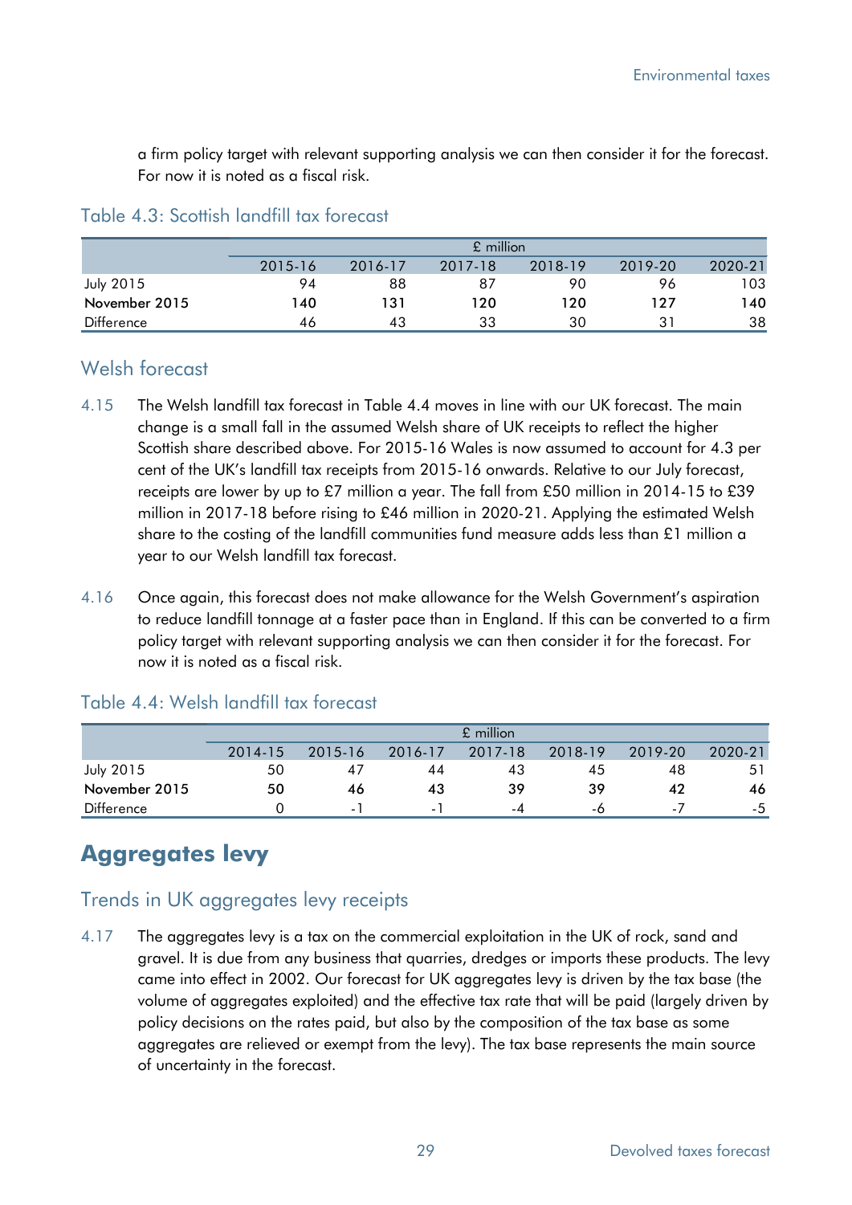a firm policy target with relevant supporting analysis we can then consider it for the forecast. For now it is noted as a fiscal risk.

### Table 4.3: Scottish landfill tax forecast

| | £ million | | | | | |
|---|---|---|---|---|---|---|
| | 2015-16 | 2016-17 | 2017-18 | 2018-19 | 2019-20 | 2020-21 |
| July 2015 | 94 | 88 | 87 | 90 | 96 | 103 |
| **November 2015** | **140** | **131** | **120** | **120** | **127** | **140** |
| Difference | 46 | 43 | 33 | 30 | 31 | 38 |

## Welsh forecast

4.15 The Welsh landfill tax forecast in Table 4.4 moves in line with our UK forecast. The main change is a small fall in the assumed Welsh share of UK receipts to reflect the higher Scottish share described above. For 2015-16 Wales is now assumed to account for 4.3 per cent of the UK's landfill tax receipts from 2015-16 onwards. Relative to our July forecast, receipts are lower by up to £7 million a year. The fall from £50 million in 2014-15 to £39 million in 2017-18 before rising to £46 million in 2020-21. Applying the estimated Welsh share to the costing of the landfill communities fund measure adds less than £1 million a year to our Welsh landfill tax forecast.

4.16 Once again, this forecast does not make allowance for the Welsh Government's aspiration to reduce landfill tonnage at a faster pace than in England. If this can be converted to a firm policy target with relevant supporting analysis we can then consider it for the forecast. For now it is noted as a fiscal risk.

### Table 4.4: Welsh landfill tax forecast

| | £ million | | | | | | |
|---|---|---|---|---|---|---|---|
| | 2014-15 | 2015-16 | 2016-17 | 2017-18 | 2018-19 | 2019-20 | 2020-21 |
| July 2015 | 50 | 47 | 44 | 43 | 45 | 48 | 51 |
| **November 2015** | **50** | **46** | **43** | **39** | **39** | **42** | **46** |
| Difference | 0 | -1 | -1 | -4 | -6 | -7 | -5 |

# Aggregates levy

## Trends in UK aggregates levy receipts

4.17 The aggregates levy is a tax on the commercial exploitation in the UK of rock, sand and gravel. It is due from any business that quarries, dredges or imports these products. The levy came into effect in 2002. Our forecast for UK aggregates levy is driven by the tax base (the volume of aggregates exploited) and the effective tax rate that will be paid (largely driven by policy decisions on the rates paid, but also by the composition of the tax base as some aggregates are relieved or exempt from the levy). The tax base represents the main source of uncertainty in the forecast.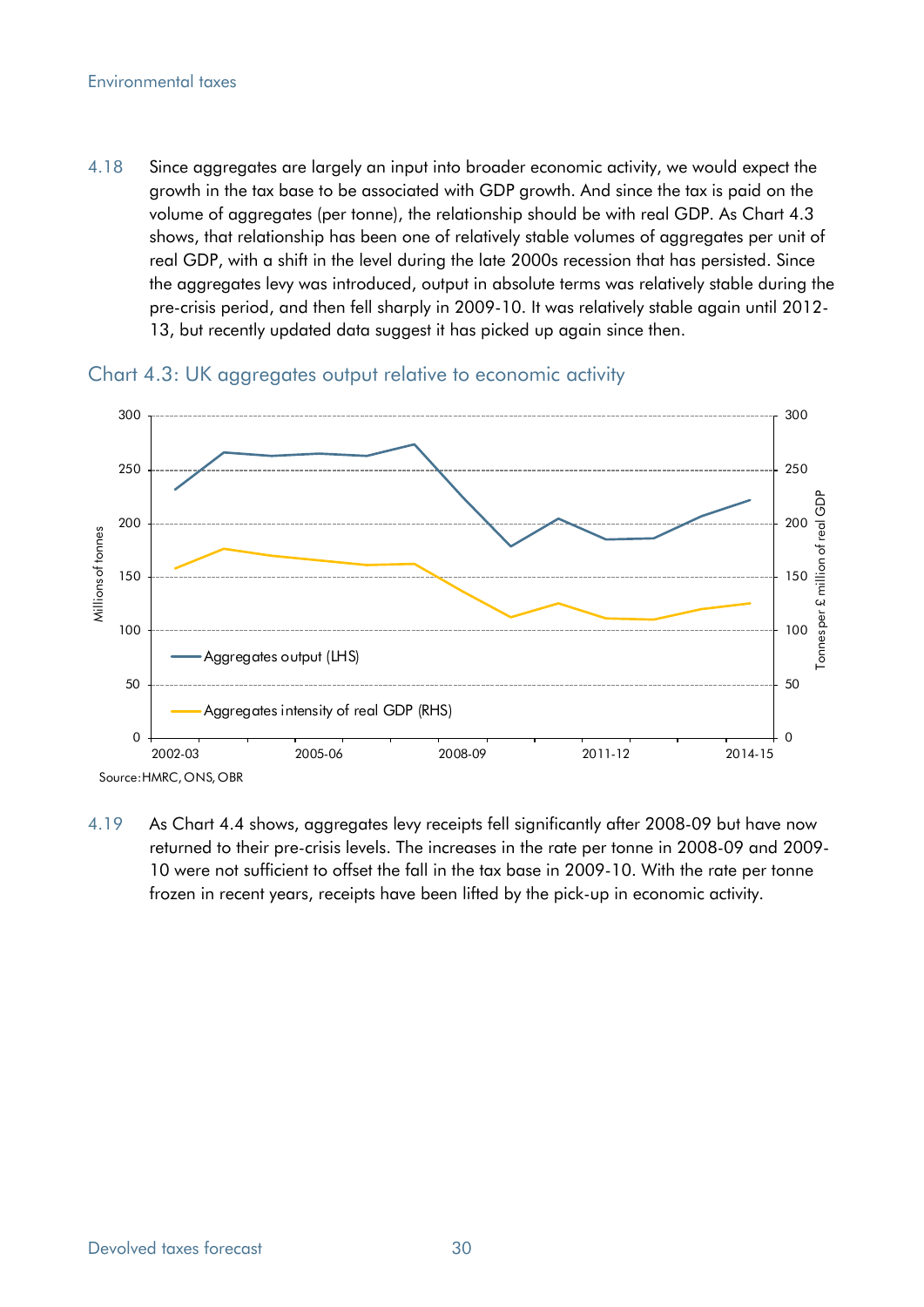4.18 Since aggregates are largely an input into broader economic activity, we would expect the growth in the tax base to be associated with GDP growth. And since the tax is paid on the volume of aggregates (per tonne), the relationship should be with real GDP. As Chart 4.3 shows, that relationship has been one of relatively stable volumes of aggregates per unit of real GDP, with a shift in the level during the late 2000s recession that has persisted. Since the aggregates levy was introduced, output in absolute terms was relatively stable during the pre-crisis period, and then fell sharply in 2009-10. It was relatively stable again until 2012-13, but recently updated data suggest it has picked up again since then.

## Chart 4.3: UK aggregates output relative to economic activity

Source: HMRC, ONS, OBR

4.19 As Chart 4.4 shows, aggregates levy receipts fell significantly after 2008-09 but have now returned to their pre-crisis levels. The increases in the rate per tonne in 2008-09 and 2009-10 were not sufficient to offset the fall in the tax base in 2009-10. With the rate per tonne frozen in recent years, receipts have been lifted by the pick-up in economic activity.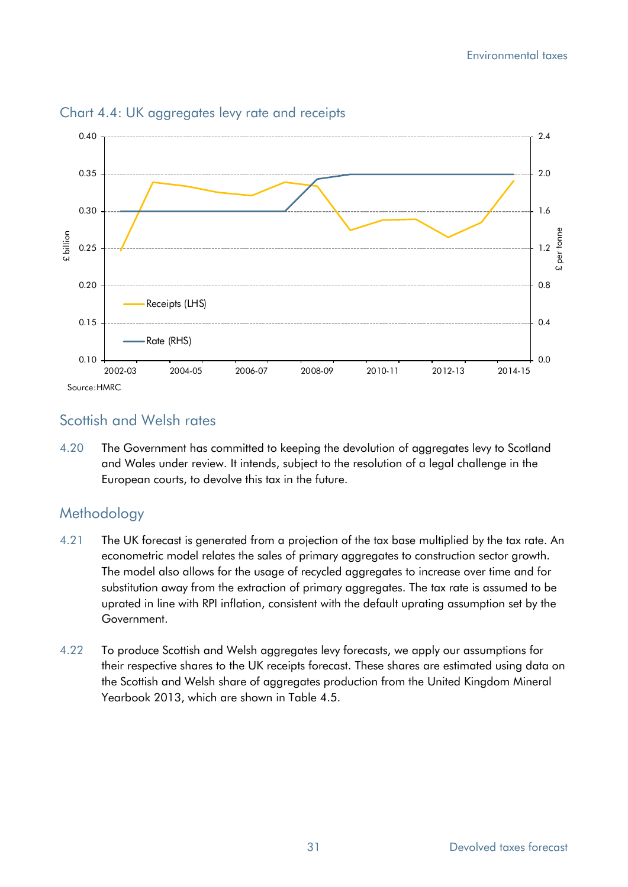Chart 4.4: UK aggregates levy rate and receipts

Source: HMRC

## Scottish and Welsh rates

4.20 The Government has committed to keeping the devolution of aggregates levy to Scotland and Wales under review. It intends, subject to the resolution of a legal challenge in the European courts, to devolve this tax in the future.

## Methodology

4.21 The UK forecast is generated from a projection of the tax base multiplied by the tax rate. An econometric model relates the sales of primary aggregates to construction sector growth. The model also allows for the usage of recycled aggregates to increase over time and for substitution away from the extraction of primary aggregates. The tax rate is assumed to be uprated in line with RPI inflation, consistent with the default uprating assumption set by the Government.

4.22 To produce Scottish and Welsh aggregates levy forecasts, we apply our assumptions for their respective shares to the UK receipts forecast. These shares are estimated using data on the Scottish and Welsh share of aggregates production from the United Kingdom Mineral Yearbook 2013, which are shown in Table 4.5.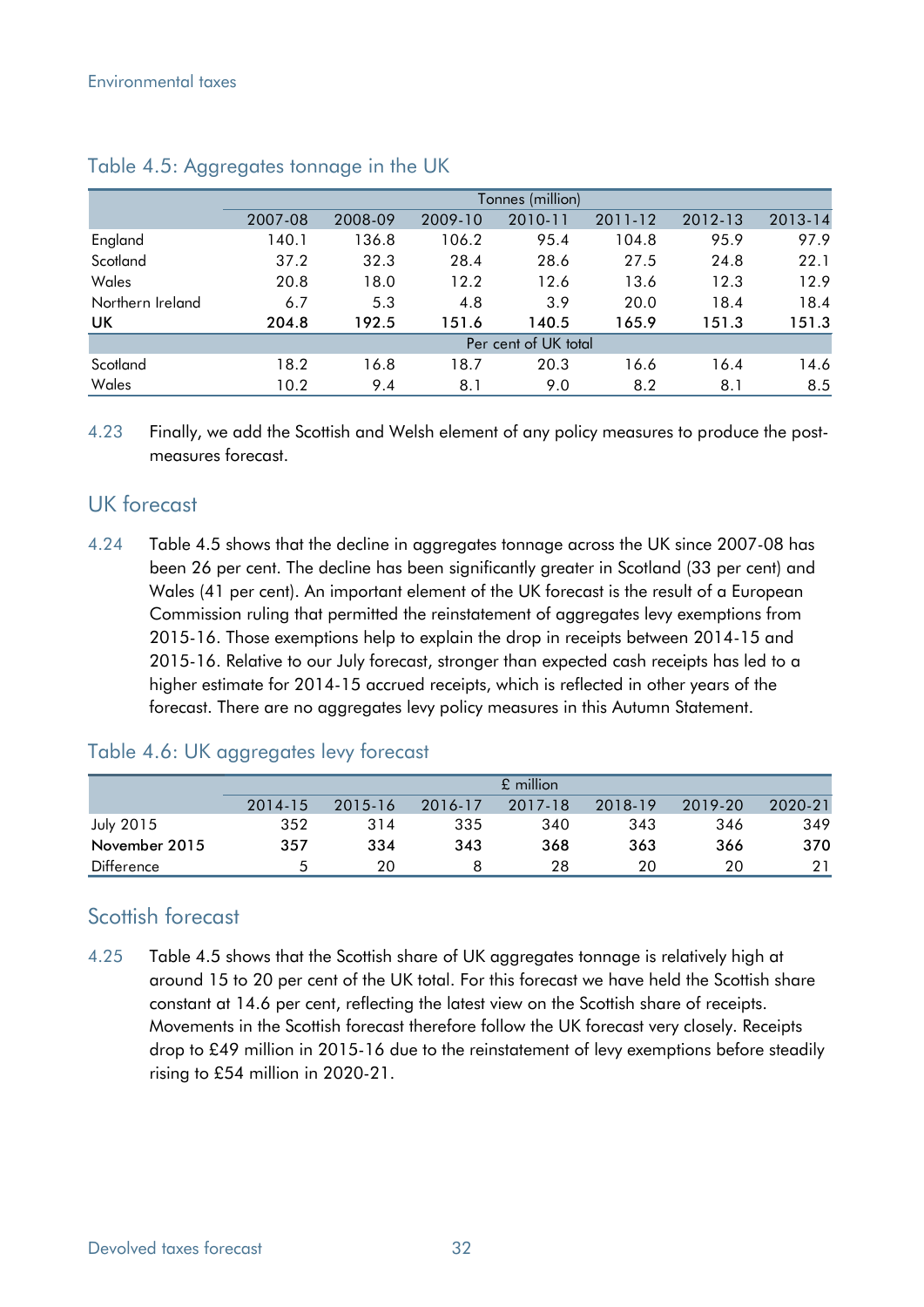### Table 4.5: Aggregates tonnage in the UK

| | Tonnes (million) | | | | | | |
|---|---|---|---|---|---|---|---|
| | 2007-08 | 2008-09 | 2009-10 | 2010-11 | 2011-12 | 2012-13 | 2013-14 |
| England | 140.1 | 136.8 | 106.2 | 95.4 | 104.8 | 95.9 | 97.9 |
| Scotland | 37.2 | 32.3 | 28.4 | 28.6 | 27.5 | 24.8 | 22.1 |
| Wales | 20.8 | 18.0 | 12.2 | 12.6 | 13.6 | 12.3 | 12.9 |
| Northern Ireland | 6.7 | 5.3 | 4.8 | 3.9 | 20.0 | 18.4 | 18.4 |
| **UK** | **204.8** | **192.5** | **151.6** | **140.5** | **165.9** | **151.3** | **151.3** |
| | Per cent of UK total | | | | | | |
| Scotland | 18.2 | 16.8 | 18.7 | 20.3 | 16.6 | 16.4 | 14.6 |
| Wales | 10.2 | 9.4 | 8.1 | 9.0 | 8.2 | 8.1 | 8.5 |

4.23 Finally, we add the Scottish and Welsh element of any policy measures to produce the post-measures forecast.

## UK forecast

4.24 Table 4.5 shows that the decline in aggregates tonnage across the UK since 2007-08 has been 26 per cent. The decline has been significantly greater in Scotland (33 per cent) and Wales (41 per cent). An important element of the UK forecast is the result of a European Commission ruling that permitted the reinstatement of aggregates levy exemptions from 2015-16. Those exemptions help to explain the drop in receipts between 2014-15 and 2015-16. Relative to our July forecast, stronger than expected cash receipts has led to a higher estimate for 2014-15 accrued receipts, which is reflected in other years of the forecast. There are no aggregates levy policy measures in this Autumn Statement.

### Table 4.6: UK aggregates levy forecast

| | £ million | | | | | | |
|---|---|---|---|---|---|---|---|
| | 2014-15 | 2015-16 | 2016-17 | 2017-18 | 2018-19 | 2019-20 | 2020-21 |
| July 2015 | 352 | 314 | 335 | 340 | 343 | 346 | 349 |
| **November 2015** | **357** | **334** | **343** | **368** | **363** | **366** | **370** |
| Difference | 5 | 20 | 8 | 28 | 20 | 20 | 21 |

## Scottish forecast

4.25 Table 4.5 shows that the Scottish share of UK aggregates tonnage is relatively high at around 15 to 20 per cent of the UK total. For this forecast we have held the Scottish share constant at 14.6 per cent, reflecting the latest view on the Scottish share of receipts. Movements in the Scottish forecast therefore follow the UK forecast very closely. Receipts drop to £49 million in 2015-16 due to the reinstatement of levy exemptions before steadily rising to £54 million in 2020-21.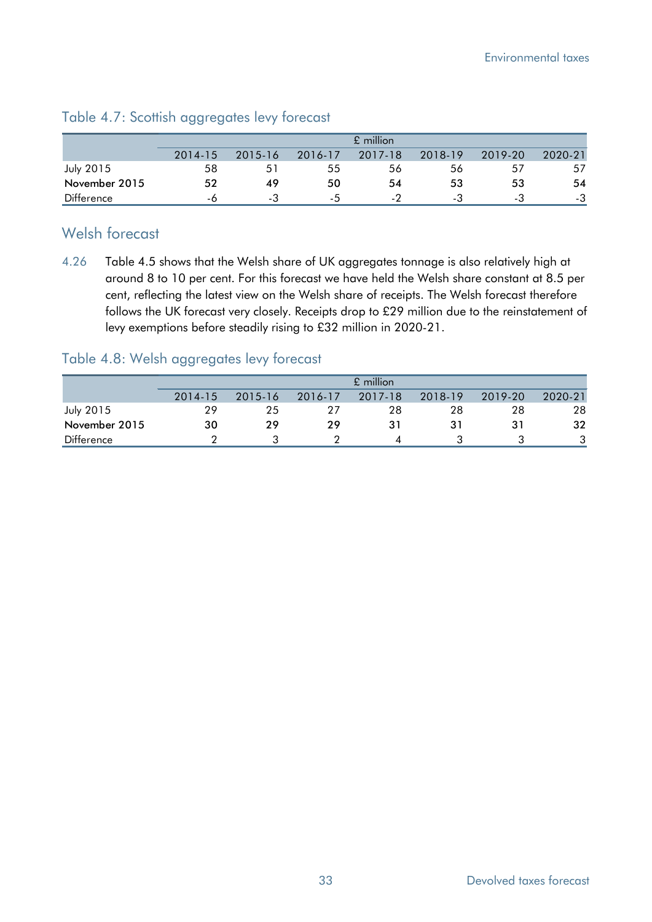### Table 4.7: Scottish aggregates levy forecast

| | £ million | | | | | | |
|---|---|---|---|---|---|---|---|
| | 2014-15 | 2015-16 | 2016-17 | 2017-18 | 2018-19 | 2019-20 | 2020-21 |
| July 2015 | 58 | 51 | 55 | 56 | 56 | 57 | 57 |
| **November 2015** | **52** | **49** | **50** | **54** | **53** | **53** | **54** |
| Difference | -6 | -3 | -5 | -2 | -3 | -3 | -3 |

## Welsh forecast

4.26 Table 4.5 shows that the Welsh share of UK aggregates tonnage is also relatively high at around 8 to 10 per cent. For this forecast we have held the Welsh share constant at 8.5 per cent, reflecting the latest view on the Welsh share of receipts. The Welsh forecast therefore follows the UK forecast very closely. Receipts drop to £29 million due to the reinstatement of levy exemptions before steadily rising to £32 million in 2020-21.

### Table 4.8: Welsh aggregates levy forecast

| | £ million | | | | | | |
|---|---|---|---|---|---|---|---|
| | 2014-15 | 2015-16 | 2016-17 | 2017-18 | 2018-19 | 2019-20 | 2020-21 |
| July 2015 | 29 | 25 | 27 | 28 | 28 | 28 | 28 |
| **November 2015** | **30** | **29** | **29** | **31** | **31** | **31** | **32** |
| Difference | 2 | 3 | 2 | 4 | 3 | 3 | 3 |